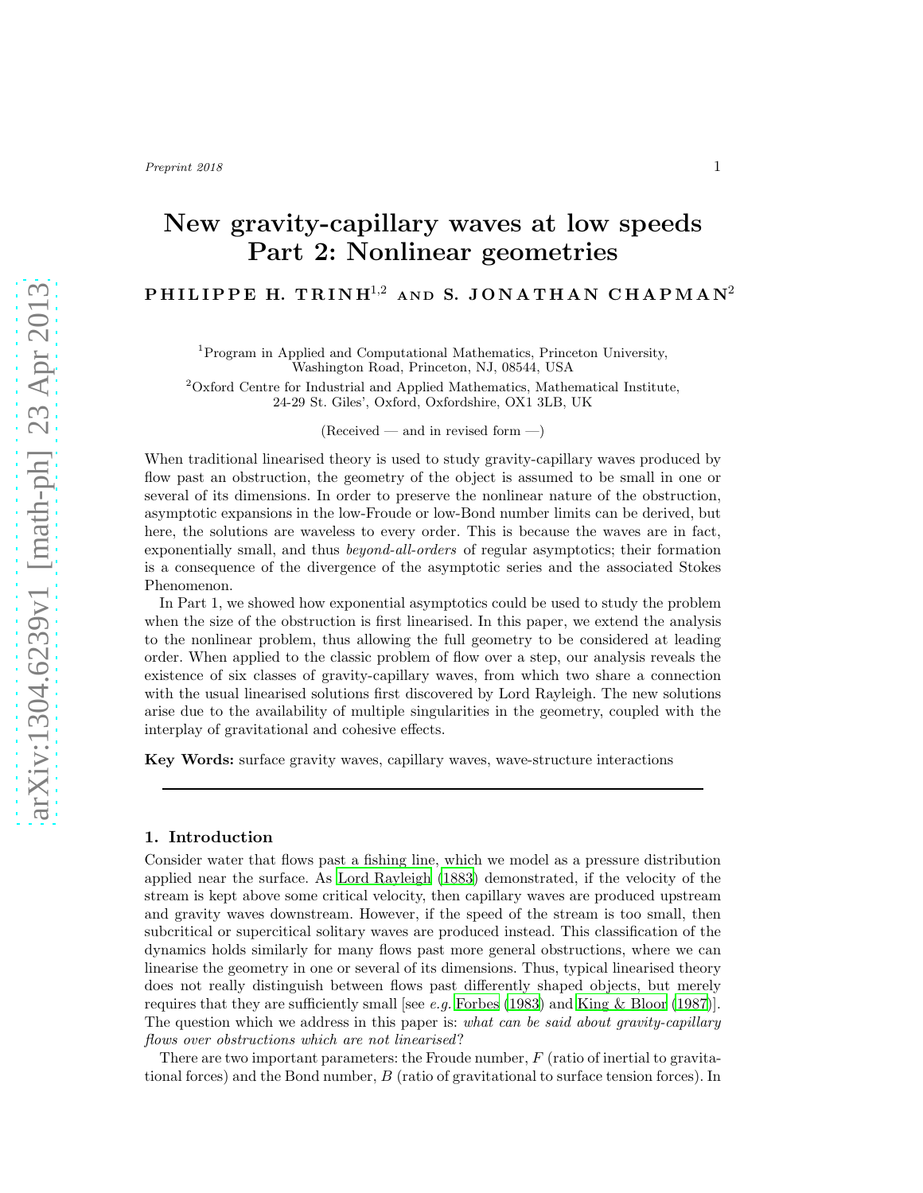# New gravity-capillary waves at low speeds Part 2: Nonlinear geometries

**PHILIPPE H. TRINH[1,2] AND S. JONATHAN CHAPMAN[2]**

[1]Program in Applied and Computational Mathematics, Princeton University, Washington Road, Princeton, NJ, 08544, USA

[2]Oxford Centre for Industrial and Applied Mathematics, Mathematical Institute, 24-29 St. Giles', Oxford, Oxfordshire, OX1 3LB, UK

(Received — and in revised form —)

When traditional linearised theory is used to study gravity-capillary waves produced by flow past an obstruction, the geometry of the object is assumed to be small in one or several of its dimensions. In order to preserve the nonlinear nature of the obstruction, asymptotic expansions in the low-Froude or low-Bond number limits can be derived, but here, the solutions are waveless to every order. This is because the waves are in fact, exponentially small, and thus *beyond-all-orders* of regular asymptotics; their formation is a consequence of the divergence of the asymptotic series and the associated Stokes Phenomenon.

In Part 1, we showed how exponential asymptotics could be used to study the problem when the size of the obstruction is first linearised. In this paper, we extend the analysis to the nonlinear problem, thus allowing the full geometry to be considered at leading order. When applied to the classic problem of flow over a step, our analysis reveals the existence of six classes of gravity-capillary waves, from which two share a connection with the usual linearised solutions first discovered by Lord Rayleigh. The new solutions arise due to the availability of multiple singularities in the geometry, coupled with the interplay of gravitational and cohesive effects.

**Key Words:** surface gravity waves, capillary waves, wave-structure interactions

## 1. Introduction

Consider water that flows past a fishing line, which we model as a pressure distribution applied near the surface. As Lord Rayleigh (1883) demonstrated, if the velocity of the stream is kept above some critical velocity, then capillary waves are produced upstream and gravity waves downstream. However, if the speed of the stream is too small, then subcritical or supercitical solitary waves are produced instead. This classification of the dynamics holds similarly for many flows past more general obstructions, where we can linearise the geometry in one or several of its dimensions. Thus, typical linearised theory does not really distinguish between flows past differently shaped objects, but merely requires that they are sufficiently small [see *e.g.* Forbes (1983) and King & Bloor (1987)]. The question which we address in this paper is: *what can be said about gravity-capillary flows over obstructions which are not linearised*?

There are two important parameters: the Froude number, $F$ (ratio of inertial to gravitational forces) and the Bond number, $B$ (ratio of gravitational to surface tension forces). In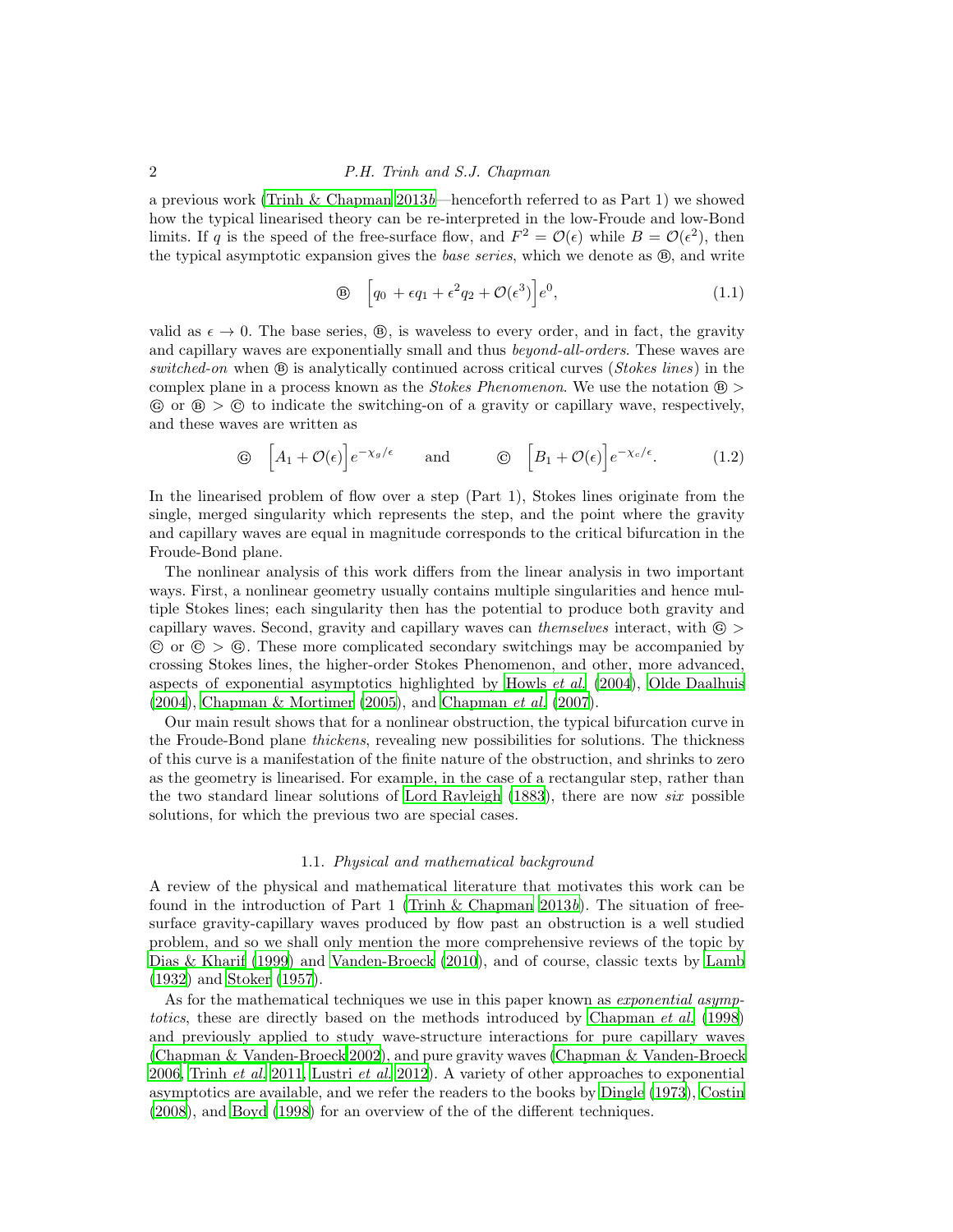a previous work (Trinh & Chapman 2013*b*—henceforth referred to as Part 1) we showed how the typical linearised theory can be re-interpreted in the low-Froude and low-Bond limits. If $q$ is the speed of the free-surface flow, and $F^2 = \mathcal{O}(\epsilon)$ while $B = \mathcal{O}(\epsilon^2)$, then the typical asymptotic expansion gives the *base series*, which we denote as Ⓑ, and write

$$
\text{Ⓑ} \quad \Big[ q_0 + \epsilon q_1 + \epsilon^2 q_2 + \mathcal{O}(\epsilon^3) \Big] e^0, \tag{1.1}
$$

valid as $\epsilon \to 0$. The base series, Ⓑ, is waveless to every order, and in fact, the gravity and capillary waves are exponentially small and thus *beyond-all-orders*. These waves are *switched-on* when Ⓑ is analytically continued across critical curves (*Stokes lines*) in the complex plane in a process known as the *Stokes Phenomenon*. We use the notation Ⓑ > Ⓖ or Ⓑ > Ⓒ to indicate the switching-on of a gravity or capillary wave, respectively, and these waves are written as

$$
\text{Ⓖ} \quad \Big[ A_1 + \mathcal{O}(\epsilon) \Big] e^{-\chi_g/\epsilon} \qquad \text{and} \qquad \text{Ⓒ} \quad \Big[ B_1 + \mathcal{O}(\epsilon) \Big] e^{-\chi_c/\epsilon}. \tag{1.2}
$$

In the linearised problem of flow over a step (Part 1), Stokes lines originate from the single, merged singularity which represents the step, and the point where the gravity and capillary waves are equal in magnitude corresponds to the critical bifurcation in the Froude-Bond plane.

The nonlinear analysis of this work differs from the linear analysis in two important ways. First, a nonlinear geometry usually contains multiple singularities and hence multiple Stokes lines; each singularity then has the potential to produce both gravity and capillary waves. Second, gravity and capillary waves can *themselves* interact, with Ⓖ > Ⓒ or Ⓒ > Ⓖ. These more complicated secondary switchings may be accompanied by crossing Stokes lines, the higher-order Stokes Phenomenon, and other, more advanced, aspects of exponential asymptotics highlighted by Howls *et al.* (2004), Olde Daalhuis (2004), Chapman & Mortimer (2005), and Chapman *et al.* (2007).

Our main result shows that for a nonlinear obstruction, the typical bifurcation curve in the Froude-Bond plane *thickens*, revealing new possibilities for solutions. The thickness of this curve is a manifestation of the finite nature of the obstruction, and shrinks to zero as the geometry is linearised. For example, in the case of a rectangular step, rather than the two standard linear solutions of Lord Rayleigh (1883), there are now *six* possible solutions, for which the previous two are special cases.

### 1.1. *Physical and mathematical background*

A review of the physical and mathematical literature that motivates this work can be found in the introduction of Part 1 (Trinh & Chapman 2013*b*). The situation of free-surface gravity-capillary waves produced by flow past an obstruction is a well studied problem, and so we shall only mention the more comprehensive reviews of the topic by Dias & Kharif (1999) and Vanden-Broeck (2010), and of course, classic texts by Lamb (1932) and Stoker (1957).

As for the mathematical techniques we use in this paper known as *exponential asymptotics*, these are directly based on the methods introduced by Chapman *et al.* (1998) and previously applied to study wave-structure interactions for pure capillary waves (Chapman & Vanden-Broeck 2002), and pure gravity waves (Chapman & Vanden-Broeck 2006, Trinh *et al.* 2011, Lustri *et al.* 2012). A variety of other approaches to exponential asymptotics are available, and we refer the readers to the books by Dingle (1973), Costin (2008), and Boyd (1998) for an overview of the of the different techniques.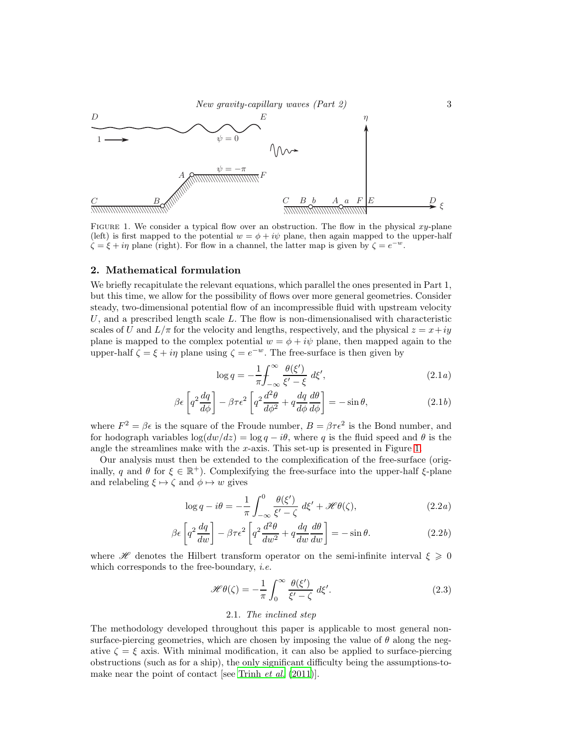FIGURE 1. We consider a typical flow over an obstruction. The flow in the physical $xy$-plane (left) is first mapped to the potential $w = \phi + i\psi$ plane, then again mapped to the upper-half $\zeta = \xi + i\eta$ plane (right). For flow in a channel, the latter map is given by $\zeta = e^{-w}$.

## 2. Mathematical formulation

We briefly recapitulate the relevant equations, which parallel the ones presented in Part 1, but this time, we allow for the possibility of flows over more general geometries. Consider steady, two-dimensional potential flow of an incompressible fluid with upstream velocity $U$, and a prescribed length scale $L$. The flow is non-dimensionalised with characteristic scales of $U$ and $L/\pi$ for the velocity and lengths, respectively, and the physical $z = x + iy$ plane is mapped to the complex potential $w = \phi + i\psi$ plane, then mapped again to the upper-half $\zeta = \xi + i\eta$ plane using $\zeta = e^{-w}$. The free-surface is then given by

$$\log q = -\frac{1}{\pi} ⨍_{-\infty}^{\infty} \frac{\theta(\xi')}{\xi' - \xi} \, d\xi', \tag{2.1a}$$

$$\beta\epsilon \left[ q^2 \frac{dq}{d\phi} \right] - \beta\tau\epsilon^2 \left[ q^2 \frac{d^2\theta}{d\phi^2} + q \frac{dq}{d\phi}\frac{d\theta}{d\phi} \right] = -\sin\theta, \tag{2.1b}$$

where $F^2 = \beta\epsilon$ is the square of the Froude number, $B = \beta\tau\epsilon^2$ is the Bond number, and for hodograph variables $\log(dw/dz) = \log q - i\theta$, where $q$ is the fluid speed and $\theta$ is the angle the streamlines make with the $x$-axis. This set-up is presented in Figure 1.

Our analysis must then be extended to the complexification of the free-surface (originally, $q$ and $\theta$ for $\xi \in \mathbb{R}^+$). Complexifying the free-surface into the upper-half $\xi$-plane and relabeling $\xi \mapsto \zeta$ and $\phi \mapsto w$ gives

$$\log q - i\theta = -\frac{1}{\pi} \int_{-\infty}^{0} \frac{\theta(\xi')}{\xi' - \zeta} \, d\xi' + \mathscr{H}\theta(\zeta), \tag{2.2a}$$

$$\beta\epsilon \left[ q^2 \frac{dq}{dw} \right] - \beta\tau\epsilon^2 \left[ q^2 \frac{d^2\theta}{dw^2} + q \frac{dq}{dw}\frac{d\theta}{dw} \right] = -\sin\theta. \tag{2.2b}$$

where $\mathscr{H}$ denotes the Hilbert transform operator on the semi-infinite interval $\xi \geqslant 0$ which corresponds to the free-boundary, *i.e.*

$$\mathscr{H}\theta(\zeta) = -\frac{1}{\pi} \int_{0}^{\infty} \frac{\theta(\xi')}{\xi' - \zeta} \, d\xi'. \tag{2.3}$$

### 2.1. *The inclined step*

The methodology developed throughout this paper is applicable to most general non-surface-piercing geometries, which are chosen by imposing the value of $\theta$ along the negative $\zeta = \xi$ axis. With minimal modification, it can also be applied to surface-piercing obstructions (such as for a ship), the only significant difficulty being the assumptions-to-make near the point of contact [see Trinh *et al.* (2011)].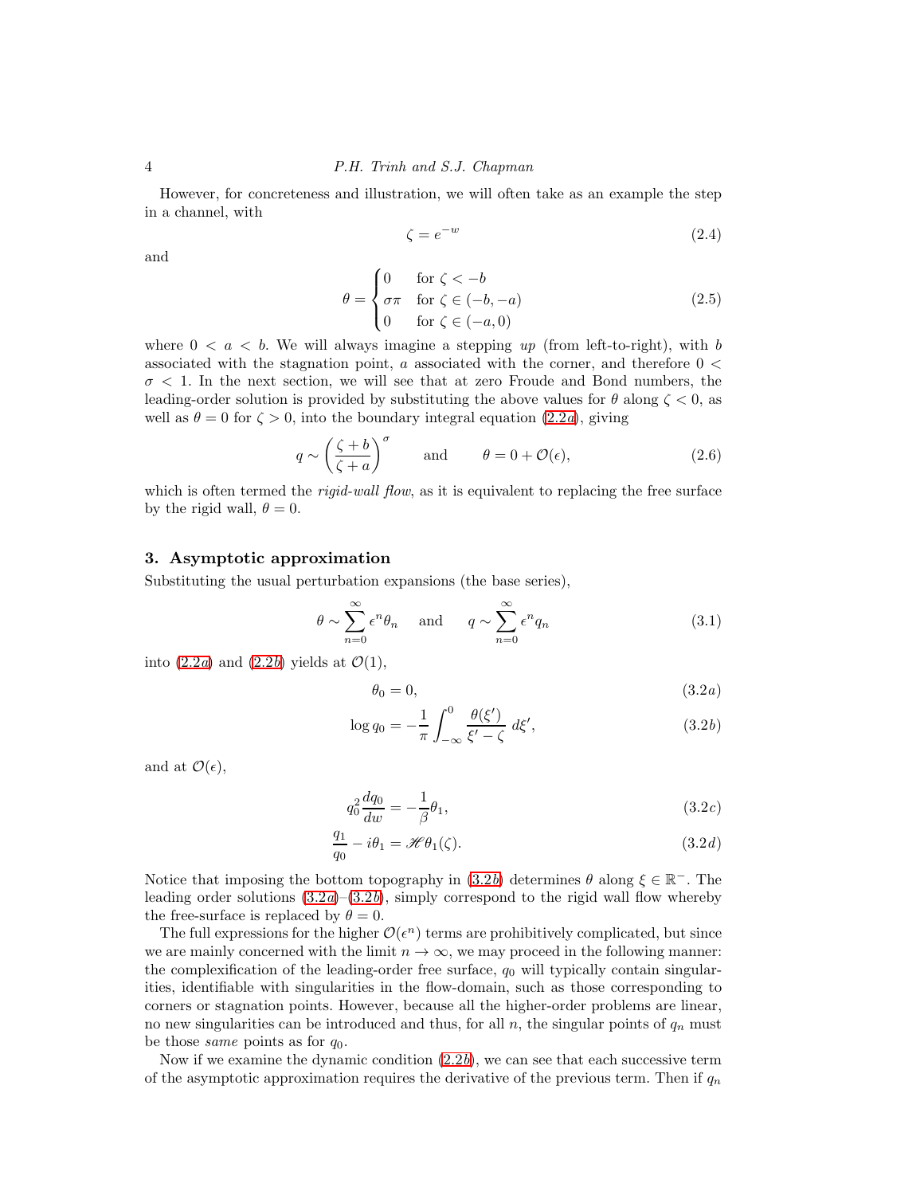However, for concreteness and illustration, we will often take as an example the step in a channel, with

$$\zeta = e^{-w} \tag{2.4}$$

and

$$\theta = \begin{cases} 0 & \text{for } \zeta < -b \\ \sigma\pi & \text{for } \zeta \in (-b, -a) \\ 0 & \text{for } \zeta \in (-a, 0) \end{cases} \tag{2.5}$$

where $0 < a < b$. We will always imagine a stepping *up* (from left-to-right), with $b$ associated with the stagnation point, $a$ associated with the corner, and therefore $0 < \sigma < 1$. In the next section, we will see that at zero Froude and Bond numbers, the leading-order solution is provided by substituting the above values for $\theta$ along $\zeta < 0$, as well as $\theta = 0$ for $\zeta > 0$, into the boundary integral equation (2.2*a*), giving

$$q \sim \left(\frac{\zeta + b}{\zeta + a}\right)^{\sigma} \qquad \text{and} \qquad \theta = 0 + \mathcal{O}(\epsilon), \tag{2.6}$$

which is often termed the *rigid-wall flow*, as it is equivalent to replacing the free surface by the rigid wall, $\theta = 0$.

## 3. Asymptotic approximation

Substituting the usual perturbation expansions (the base series),

$$\theta \sim \sum_{n=0}^{\infty} \epsilon^n \theta_n \quad \text{and} \quad q \sim \sum_{n=0}^{\infty} \epsilon^n q_n \tag{3.1}$$

into (2.2*a*) and (2.2*b*) yields at $\mathcal{O}(1)$,

$$\theta_0 = 0, \tag{3.2a}$$

$$\log q_0 = -\frac{1}{\pi} \int_{-\infty}^{0} \frac{\theta(\xi')}{\xi' - \zeta} \, d\xi', \tag{3.2b}$$

and at $\mathcal{O}(\epsilon)$,

$$q_0^2 \frac{dq_0}{dw} = -\frac{1}{\beta}\theta_1, \tag{3.2c}$$

$$\frac{q_1}{q_0} - i\theta_1 = \mathscr{H}\theta_1(\zeta). \tag{3.2d}$$

Notice that imposing the bottom topography in (3.2*b*) determines $\theta$ along $\xi \in \mathbb{R}^-$. The leading order solutions (3.2*a*)–(3.2*b*), simply correspond to the rigid wall flow whereby the free-surface is replaced by $\theta = 0$.

The full expressions for the higher $\mathcal{O}(\epsilon^n)$ terms are prohibitively complicated, but since we are mainly concerned with the limit $n \to \infty$, we may proceed in the following manner: the complexification of the leading-order free surface, $q_0$ will typically contain singularities, identifiable with singularities in the flow-domain, such as those corresponding to corners or stagnation points. However, because all the higher-order problems are linear, no new singularities can be introduced and thus, for all $n$, the singular points of $q_n$ must be those *same* points as for $q_0$.

Now if we examine the dynamic condition (2.2*b*), we can see that each successive term of the asymptotic approximation requires the derivative of the previous term. Then if $q_n$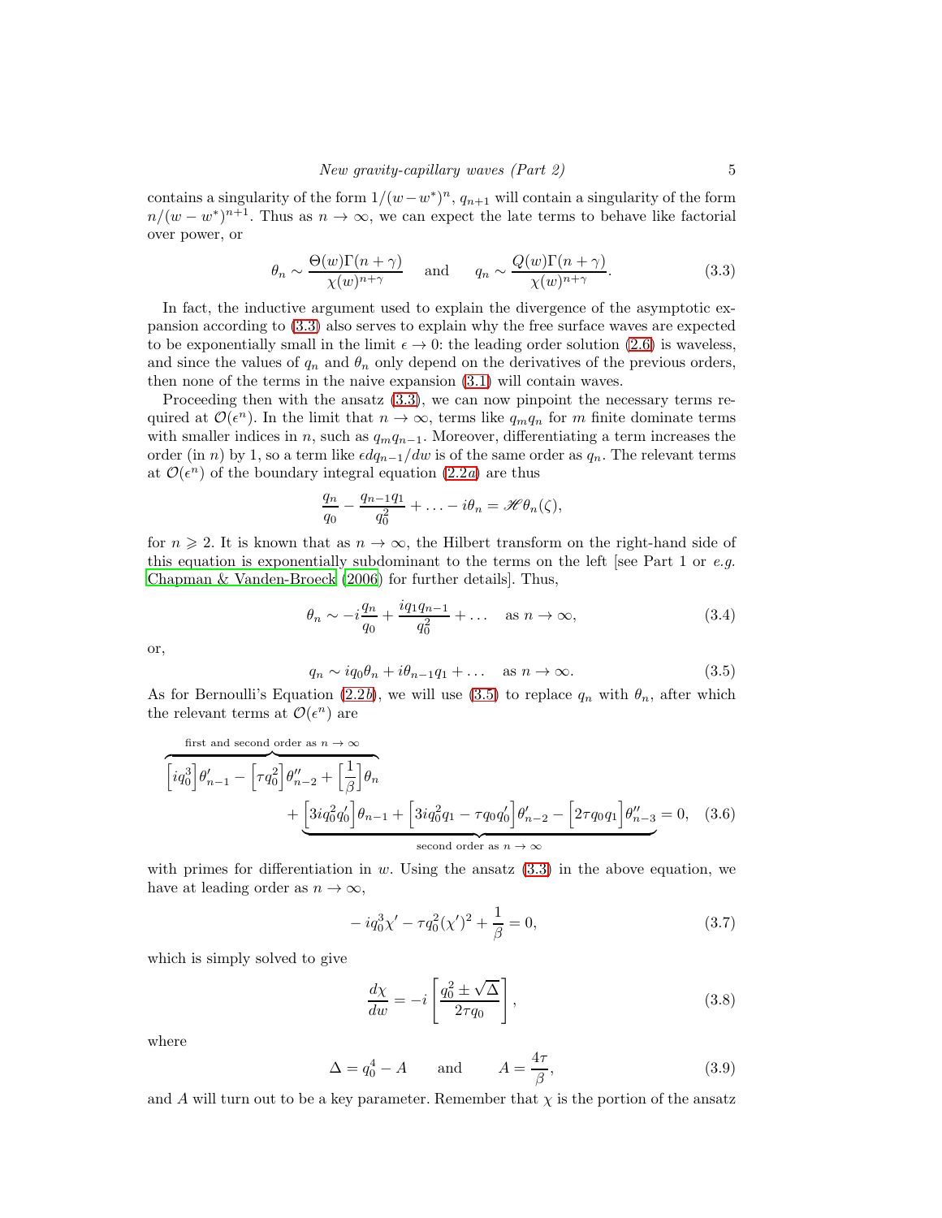contains a singularity of the form $1/(w-w^*)^n$, $q_{n+1}$ will contain a singularity of the form $n/(w-w^*)^{n+1}$. Thus as $n \to \infty$, we can expect the late terms to behave like factorial over power, or

$$\theta_n \sim \frac{\Theta(w)\Gamma(n+\gamma)}{\chi(w)^{n+\gamma}} \quad \text{and} \quad q_n \sim \frac{Q(w)\Gamma(n+\gamma)}{\chi(w)^{n+\gamma}}. \tag{3.3}$$

In fact, the inductive argument used to explain the divergence of the asymptotic expansion according to (3.3) also serves to explain why the free surface waves are expected to be exponentially small in the limit $\epsilon \to 0$: the leading order solution (2.6) is waveless, and since the values of $q_n$ and $\theta_n$ only depend on the derivatives of the previous orders, then none of the terms in the naive expansion (3.1) will contain waves.

Proceeding then with the ansatz (3.3), we can now pinpoint the necessary terms required at $\mathcal{O}(\epsilon^n)$. In the limit that $n \to \infty$, terms like $q_m q_n$ for $m$ finite dominate terms with smaller indices in $n$, such as $q_m q_{n-1}$. Moreover, differentiating a term increases the order (in $n$) by 1, so a term like $\epsilon dq_{n-1}/dw$ is of the same order as $q_n$. The relevant terms at $\mathcal{O}(\epsilon^n)$ of the boundary integral equation (2.2*a*) are thus

$$\frac{q_n}{q_0} - \frac{q_{n-1}q_1}{q_0^2} + \ldots - i\theta_n = \mathscr{H}\theta_n(\zeta),$$

for $n \geqslant 2$. It is known that as $n \to \infty$, the Hilbert transform on the right-hand side of this equation is exponentially subdominant to the terms on the left [see Part 1 or *e.g.* Chapman & Vanden-Broeck (2006) for further details]. Thus,

$$\theta_n \sim -i\frac{q_n}{q_0} + \frac{iq_1q_{n-1}}{q_0^2} + \ldots \quad \text{as } n \to \infty, \tag{3.4}$$

or,

$$q_n \sim iq_0\theta_n + i\theta_{n-1}q_1 + \ldots \quad \text{as } n \to \infty. \tag{3.5}$$

As for Bernoulli's Equation (2.2*b*), we will use (3.5) to replace $q_n$ with $\theta_n$, after which the relevant terms at $\mathcal{O}(\epsilon^n)$ are

$$\overbrace{\Big[iq_0^3\Big]\theta'_{n-1} - \Big[\tau q_0^2\Big]\theta''_{n-2} + \Big[\frac{1}{\beta}\Big]\theta_n}^{\text{first and second order as } n\to\infty} \\ + \underbrace{\Big[3iq_0^2q_0'\Big]\theta_{n-1} + \Big[3iq_0^2q_1 - \tau q_0 q_0'\Big]\theta'_{n-2} - \Big[2\tau q_0 q_1\Big]\theta''_{n-3}}_{\text{second order as } n\to\infty} = 0, \tag{3.6}$$

with primes for differentiation in $w$. Using the ansatz (3.3) in the above equation, we have at leading order as $n \to \infty$,

$$-iq_0^3\chi' - \tau q_0^2(\chi')^2 + \frac{1}{\beta} = 0, \tag{3.7}$$

which is simply solved to give

$$\frac{d\chi}{dw} = -i\left[\frac{q_0^2 \pm \sqrt{\Delta}}{2\tau q_0}\right], \tag{3.8}$$

where

$$\Delta = q_0^4 - A \qquad \text{and} \qquad A = \frac{4\tau}{\beta}, \tag{3.9}$$

and $A$ will turn out to be a key parameter. Remember that $\chi$ is the portion of the ansatz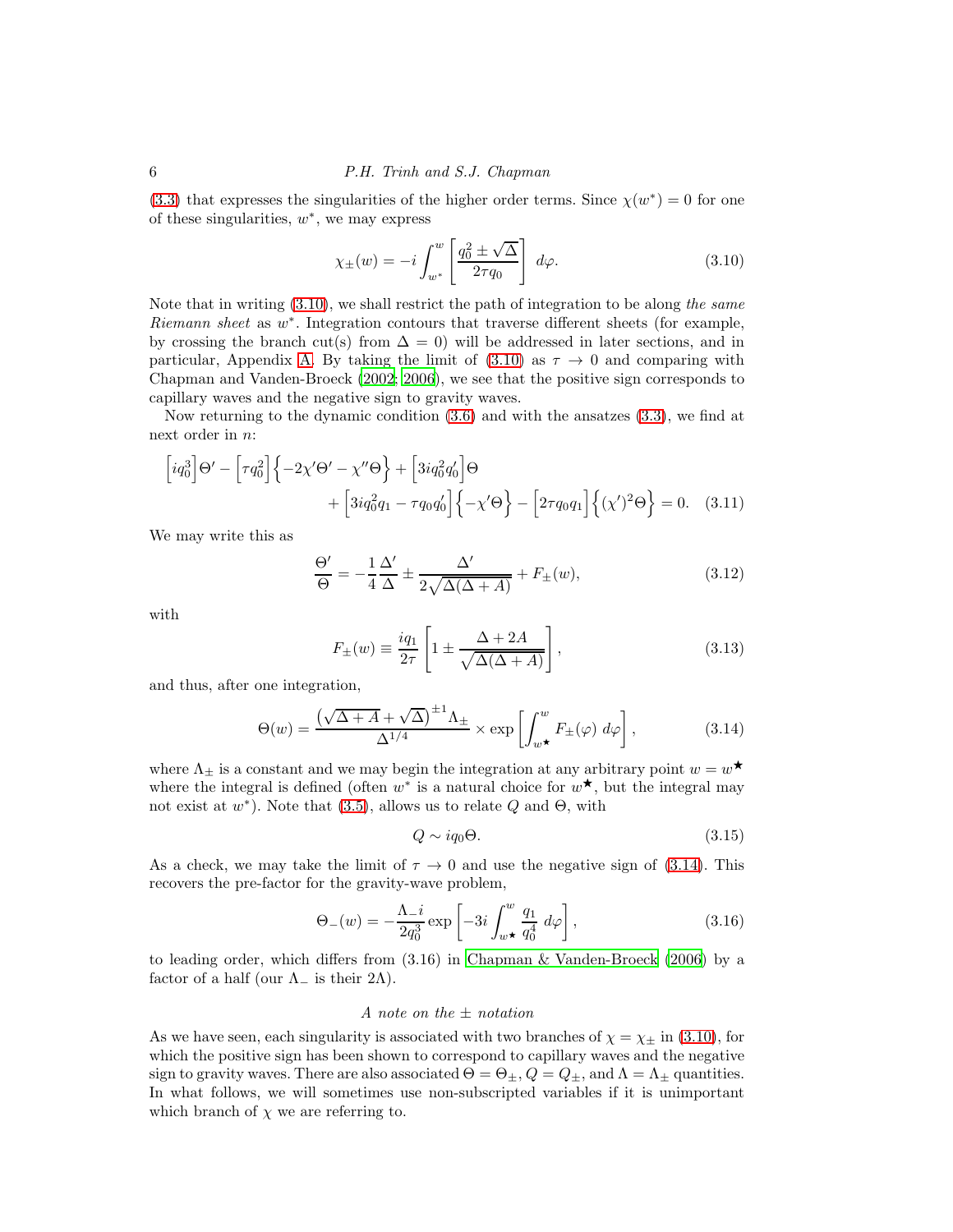(3.3) that expresses the singularities of the higher order terms. Since $\chi(w^*) = 0$ for one of these singularities, $w^*$, we may express

$$\chi_{\pm}(w) = -i \int_{w^*}^{w} \left[ \frac{q_0^2 \pm \sqrt{\Delta}}{2\tau q_0} \right] \, d\varphi. \tag{3.10}$$

Note that in writing (3.10), we shall restrict the path of integration to be along *the same Riemann sheet* as $w^*$. Integration contours that traverse different sheets (for example, by crossing the branch cut(s) from $\Delta = 0$) will be addressed in later sections, and in particular, Appendix A. By taking the limit of (3.10) as $\tau \to 0$ and comparing with Chapman and Vanden-Broeck (2002; 2006), we see that the positive sign corresponds to capillary waves and the negative sign to gravity waves.

Now returning to the dynamic condition (3.6) and with the ansatzes (3.3), we find at next order in $n$:

$$\left[iq_0^3\right]\Theta' - \left[\tau q_0^2\right]\left\{-2\chi'\Theta' - \chi''\Theta\right\} + \left[3iq_0^2 q_0'\right]\Theta + \left[3iq_0^2 q_1 - \tau q_0 q_0'\right]\left\{-\chi'\Theta\right\} - \left[2\tau q_0 q_1\right]\left\{(\chi')^2\Theta\right\} = 0. \tag{3.11}$$

We may write this as

$$\frac{\Theta'}{\Theta} = -\frac{1}{4}\frac{\Delta'}{\Delta} \pm \frac{\Delta'}{2\sqrt{\Delta(\Delta + A)}} + F_{\pm}(w), \tag{3.12}$$

with

$$F_{\pm}(w) \equiv \frac{iq_1}{2\tau}\left[1 \pm \frac{\Delta + 2A}{\sqrt{\Delta(\Delta + A)}}\right], \tag{3.13}$$

and thus, after one integration,

$$\Theta(w) = \frac{\left(\sqrt{\Delta + A} + \sqrt{\Delta}\right)^{\pm 1}\Lambda_{\pm}}{\Delta^{1/4}} \times \exp\left[\int_{w^\star}^{w} F_{\pm}(\varphi) \, d\varphi\right], \tag{3.14}$$

where $\Lambda_{\pm}$ is a constant and we may begin the integration at any arbitrary point $w = w^\star$ where the integral is defined (often $w^*$ is a natural choice for $w^\star$, but the integral may not exist at $w^*$). Note that (3.5), allows us to relate $Q$ and $\Theta$, with

$$Q \sim iq_0\Theta. \tag{3.15}$$

As a check, we may take the limit of $\tau \to 0$ and use the negative sign of (3.14). This recovers the pre-factor for the gravity-wave problem,

$$\Theta_{-}(w) = -\frac{\Lambda_{-} i}{2q_0^3} \exp\left[-3i \int_{w^\star}^{w} \frac{q_1}{q_0^4} \, d\varphi\right], \tag{3.16}$$

to leading order, which differs from (3.16) in Chapman & Vanden-Broeck (2006) by a factor of a half (our $\Lambda_{-}$ is their $2\Lambda$).

*A note on the $\pm$ notation*

As we have seen, each singularity is associated with two branches of $\chi = \chi_{\pm}$ in (3.10), for which the positive sign has been shown to correspond to capillary waves and the negative sign to gravity waves. There are also associated $\Theta = \Theta_{\pm}$, $Q = Q_{\pm}$, and $\Lambda = \Lambda_{\pm}$ quantities. In what follows, we will sometimes use non-subscripted variables if it is unimportant which branch of $\chi$ we are referring to.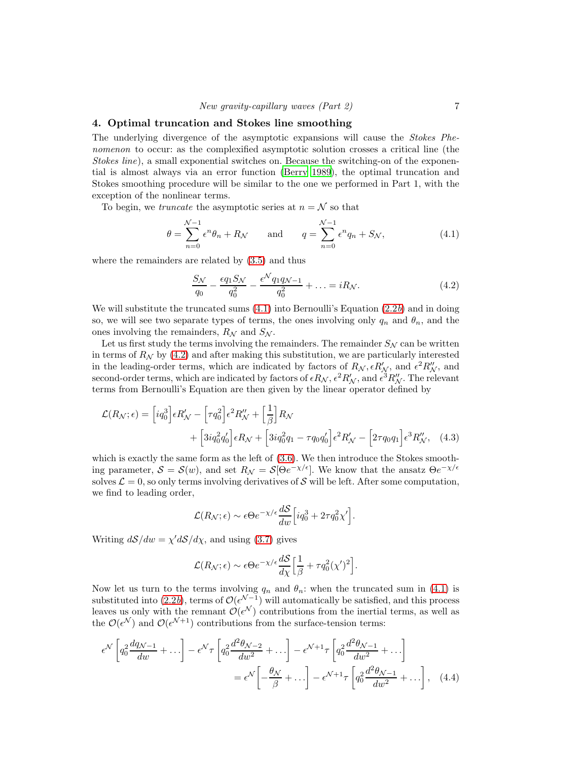## 4. Optimal truncation and Stokes line smoothing

The underlying divergence of the asymptotic expansions will cause the *Stokes Phenomenon* to occur: as the complexified asymptotic solution crosses a critical line (the *Stokes line*), a small exponential switches on. Because the switching-on of the exponential is almost always via an error function (Berry 1989), the optimal truncation and Stokes smoothing procedure will be similar to the one we performed in Part 1, with the exception of the nonlinear terms.

To begin, we *truncate* the asymptotic series at $n = \mathcal{N}$ so that

$$\theta = \sum_{n=0}^{\mathcal{N}-1} \epsilon^n \theta_n + R_{\mathcal{N}} \qquad \text{and} \qquad q = \sum_{n=0}^{\mathcal{N}-1} \epsilon^n q_n + S_{\mathcal{N}}, \tag{4.1}$$

where the remainders are related by (3.5) and thus

$$\frac{S_{\mathcal{N}}}{q_0} - \frac{\epsilon q_1 S_{\mathcal{N}}}{q_0^2} - \frac{\epsilon^{\mathcal{N}} q_1 q_{\mathcal{N}-1}}{q_0^2} + \ldots = i R_{\mathcal{N}}. \tag{4.2}$$

We will substitute the truncated sums (4.1) into Bernoulli's Equation (2.2*b*) and in doing so, we will see two separate types of terms, the ones involving only $q_n$ and $\theta_n$, and the ones involving the remainders, $R_{\mathcal{N}}$ and $S_{\mathcal{N}}$.

Let us first study the terms involving the remainders. The remainder $S_{\mathcal{N}}$ can be written in terms of $R_{\mathcal{N}}$ by (4.2) and after making this substitution, we are particularly interested in the leading-order terms, which are indicated by factors of $R_{\mathcal{N}}, \epsilon R'_{\mathcal{N}}$, and $\epsilon^2 R''_{\mathcal{N}}$, and second-order terms, which are indicated by factors of $\epsilon R_{\mathcal{N}}$, $\epsilon^2 R'_{\mathcal{N}}$, and $\epsilon^3 R''_{\mathcal{N}}$. The relevant terms from Bernoulli's Equation are then given by the linear operator defined by

$$\begin{aligned}\mathcal{L}(R_{\mathcal{N}};\epsilon) = \Big[iq_0^3\Big]\epsilon R'_{\mathcal{N}} - \Big[\tau q_0^2\Big]\epsilon^2 R''_{\mathcal{N}} + \Big[\frac{1}{\beta}\Big] R_{\mathcal{N}} \\ + \Big[3iq_0^2 q_0'\Big]\epsilon R_{\mathcal{N}} + \Big[3iq_0^2 q_1 - \tau q_0 q_0'\Big]\epsilon^2 R'_{\mathcal{N}} - \Big[2\tau q_0 q_1\Big]\epsilon^3 R''_{\mathcal{N}},\end{aligned} \tag{4.3}$$

which is exactly the same form as the left of (3.6). We then introduce the Stokes smoothing parameter, $\mathcal{S} = \mathcal{S}(w)$, and set $R_{\mathcal{N}} = \mathcal{S}[\Theta e^{-\chi/\epsilon}]$. We know that the ansatz $\Theta e^{-\chi/\epsilon}$ solves $\mathcal{L} = 0$, so only terms involving derivatives of $\mathcal{S}$ will be left. After some computation, we find to leading order,

$$\mathcal{L}(R_{\mathcal{N}};\epsilon) \sim \epsilon \Theta e^{-\chi/\epsilon} \frac{d\mathcal{S}}{dw}\Big[iq_0^3 + 2\tau q_0^2 \chi'\Big].$$

Writing $d\mathcal{S}/dw = \chi' d\mathcal{S}/d\chi$, and using (3.7) gives

$$\mathcal{L}(R_{\mathcal{N}};\epsilon) \sim \epsilon \Theta e^{-\chi/\epsilon} \frac{d\mathcal{S}}{d\chi}\Big[\frac{1}{\beta} + \tau q_0^2 (\chi')^2\Big].$$

Now let us turn to the terms involving $q_n$ and $\theta_n$: when the truncated sum in (4.1) is substituted into (2.2*b*), terms of $\mathcal{O}(\epsilon^{\mathcal{N}-1})$ will automatically be satisfied, and this process leaves us only with the remnant $\mathcal{O}(\epsilon^{\mathcal{N}})$ contributions from the inertial terms, as well as the $\mathcal{O}(\epsilon^{\mathcal{N}})$ and $\mathcal{O}(\epsilon^{\mathcal{N}+1})$ contributions from the surface-tension terms:

$$\begin{aligned}\epsilon^{\mathcal{N}}\left[q_0^2 \frac{dq_{\mathcal{N}-1}}{dw} + \ldots\right] - \epsilon^{\mathcal{N}}\tau\left[q_0^2 \frac{d^2\theta_{\mathcal{N}-2}}{dw^2} + \ldots\right] - \epsilon^{\mathcal{N}+1}\tau\left[q_0^2 \frac{d^2\theta_{\mathcal{N}-1}}{dw^2} + \ldots\right] \\ = \epsilon^{\mathcal{N}}\left[-\frac{\theta_{\mathcal{N}}}{\beta} + \ldots\right] - \epsilon^{\mathcal{N}+1}\tau\left[q_0^2 \frac{d^2\theta_{\mathcal{N}-1}}{dw^2} + \ldots\right],\end{aligned} \tag{4.4}$$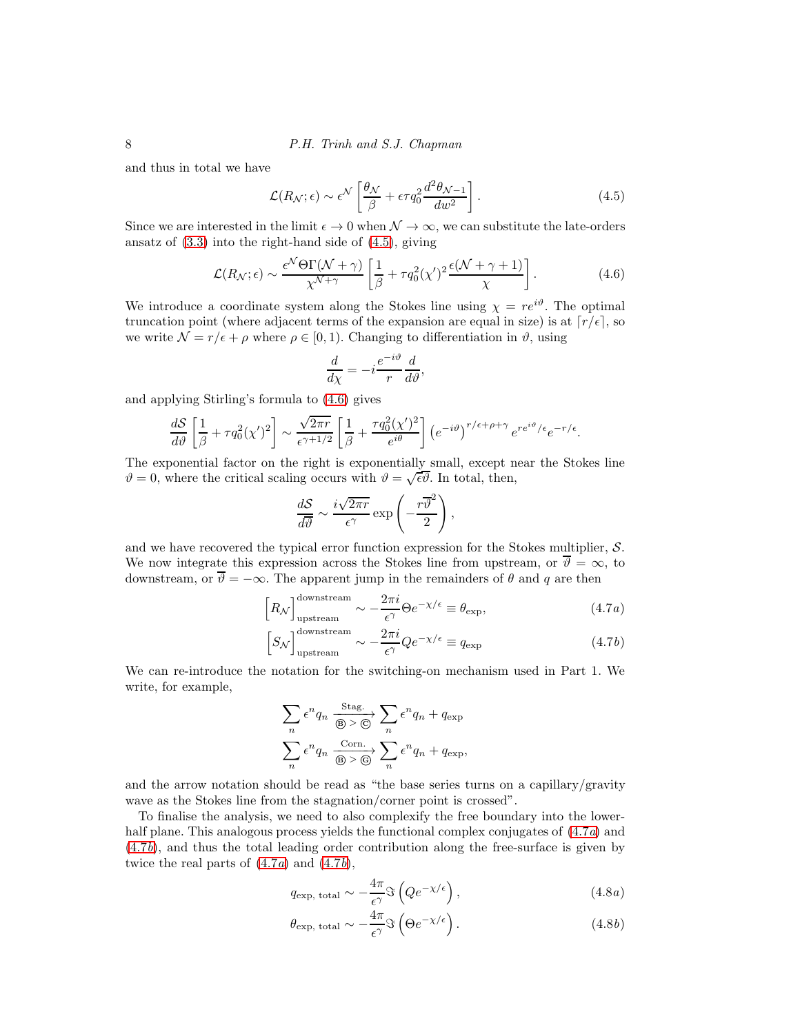and thus in total we have

$$\mathcal{L}(R_{\mathcal{N}};\epsilon) \sim \epsilon^{\mathcal{N}}\left[\frac{\theta_{\mathcal{N}}}{\beta} + \epsilon\tau q_0^2 \frac{d^2\theta_{\mathcal{N}-1}}{dw^2}\right]. \tag{4.5}$$

Since we are interested in the limit $\epsilon \to 0$ when $\mathcal{N} \to \infty$, we can substitute the late-orders ansatz of (3.3) into the right-hand side of (4.5), giving

$$\mathcal{L}(R_{\mathcal{N}};\epsilon) \sim \frac{\epsilon^{\mathcal{N}}\Theta\Gamma(\mathcal{N}+\gamma)}{\chi^{\mathcal{N}+\gamma}}\left[\frac{1}{\beta} + \tau q_0^2(\chi')^2 \frac{\epsilon(\mathcal{N}+\gamma+1)}{\chi}\right]. \tag{4.6}$$

We introduce a coordinate system along the Stokes line using $\chi = re^{i\vartheta}$. The optimal truncation point (where adjacent terms of the expansion are equal in size) is at $\lceil r/\epsilon \rceil$, so we write $\mathcal{N} = r/\epsilon + \rho$ where $\rho \in [0,1)$. Changing to differentiation in $\vartheta$, using

$$\frac{d}{d\chi} = -i\frac{e^{-i\vartheta}}{r}\frac{d}{d\vartheta},$$

and applying Stirling's formula to (4.6) gives

$$\frac{d\mathcal{S}}{d\vartheta}\left[\frac{1}{\beta} + \tau q_0^2(\chi')^2\right] \sim \frac{\sqrt{2\pi r}}{\epsilon^{\gamma+1/2}}\left[\frac{1}{\beta} + \frac{\tau q_0^2(\chi')^2}{e^{i\theta}}\right]\left(e^{-i\vartheta}\right)^{r/\epsilon+\rho+\gamma} e^{re^{i\vartheta}/\epsilon}e^{-r/\epsilon}.$$

The exponential factor on the right is exponentially small, except near the Stokes line $\vartheta = 0$, where the critical scaling occurs with $\vartheta = \sqrt{\epsilon}\overline{\vartheta}$. In total, then,

$$\frac{d\mathcal{S}}{d\overline{\vartheta}} \sim \frac{i\sqrt{2\pi r}}{\epsilon^{\gamma}}\exp\left(-\frac{r\overline{\vartheta}^2}{2}\right),$$

and we have recovered the typical error function expression for the Stokes multiplier, $\mathcal{S}$. We now integrate this expression across the Stokes line from upstream, or $\overline{\vartheta} = \infty$, to downstream, or $\overline{\vartheta} = -\infty$. The apparent jump in the remainders of $\theta$ and $q$ are then

$$\Big[R_{\mathcal{N}}\Big]_{\text{upstream}}^{\text{downstream}} \sim -\frac{2\pi i}{\epsilon^{\gamma}}\Theta e^{-\chi/\epsilon} \equiv \theta_{\text{exp}}, \tag{4.7a}$$

$$\Big[S_{\mathcal{N}}\Big]_{\text{upstream}}^{\text{downstream}} \sim -\frac{2\pi i}{\epsilon^{\gamma}}Q e^{-\chi/\epsilon} \equiv q_{\text{exp}} \tag{4.7b}$$

We can re-introduce the notation for the switching-on mechanism used in Part 1. We write, for example,

$$\sum_n \epsilon^n q_n \xrightarrow[\text{Ⓑ} > \text{Ⓒ}]{\text{Stag.}} \sum_n \epsilon^n q_n + q_{\text{exp}}$$

$$\sum_n \epsilon^n q_n \xrightarrow[\text{Ⓑ} > \text{Ⓖ}]{\text{Corn.}} \sum_n \epsilon^n q_n + q_{\text{exp}},$$

and the arrow notation should be read as "the base series turns on a capillary/gravity wave as the Stokes line from the stagnation/corner point is crossed".

To finalise the analysis, we need to also complexify the free boundary into the lower-half plane. This analogous process yields the functional complex conjugates of (4.7*a*) and (4.7*b*), and thus the total leading order contribution along the free-surface is given by twice the real parts of (4.7*a*) and (4.7*b*),

$$q_{\text{exp, total}} \sim -\frac{4\pi}{\epsilon^{\gamma}}\Im\left(Qe^{-\chi/\epsilon}\right), \tag{4.8a}$$

$$\theta_{\text{exp, total}} \sim -\frac{4\pi}{\epsilon^{\gamma}}\Im\left(\Theta e^{-\chi/\epsilon}\right). \tag{4.8b}$$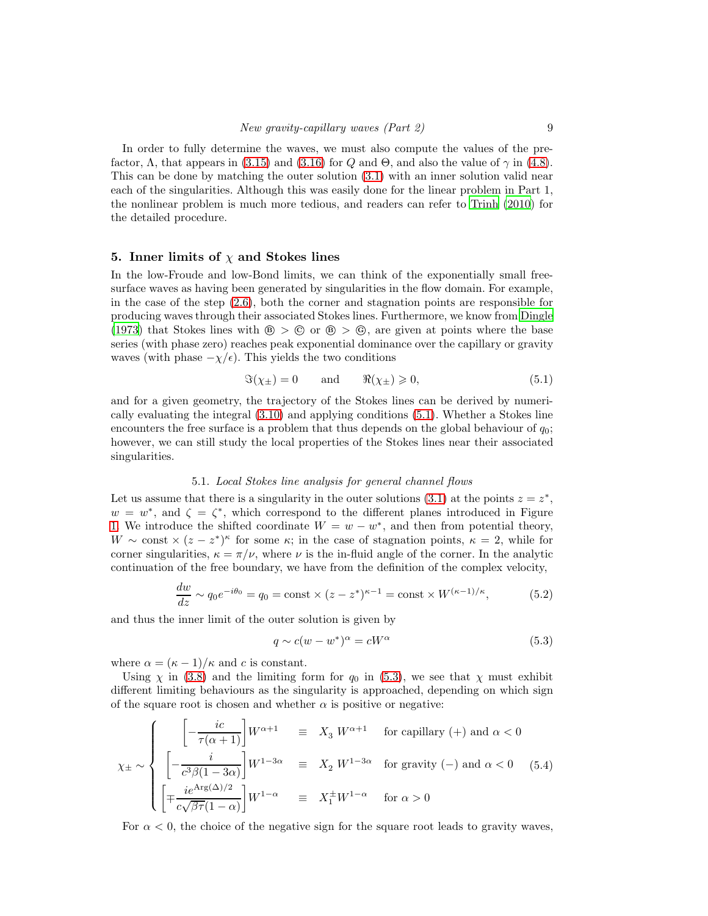In order to fully determine the waves, we must also compute the values of the prefactor, $\Lambda$, that appears in (3.15) and (3.16) for $Q$ and $\Theta$, and also the value of $\gamma$ in (4.8). This can be done by matching the outer solution (3.1) with an inner solution valid near each of the singularities. Although this was easily done for the linear problem in Part 1, the nonlinear problem is much more tedious, and readers can refer to Trinh (2010) for the detailed procedure.

## 5. Inner limits of $\chi$ and Stokes lines

In the low-Froude and low-Bond limits, we can think of the exponentially small free-surface waves as having been generated by singularities in the flow domain. For example, in the case of the step (2.6), both the corner and stagnation points are responsible for producing waves through their associated Stokes lines. Furthermore, we know from Dingle (1973) that Stokes lines with Ⓑ > Ⓒ or Ⓑ > Ⓖ, are given at points where the base series (with phase zero) reaches peak exponential dominance over the capillary or gravity waves (with phase $-\chi/\epsilon$). This yields the two conditions

$$\Im(\chi_\pm) = 0 \qquad \text{and} \qquad \Re(\chi_\pm) \geqslant 0, \tag{5.1}$$

and for a given geometry, the trajectory of the Stokes lines can be derived by numerically evaluating the integral (3.10) and applying conditions (5.1). Whether a Stokes line encounters the free surface is a problem that thus depends on the global behaviour of $q_0$; however, we can still study the local properties of the Stokes lines near their associated singularities.

### 5.1. *Local Stokes line analysis for general channel flows*

Let us assume that there is a singularity in the outer solutions (3.1) at the points $z = z^*$, $w = w^*$, and $\zeta = \zeta^*$, which correspond to the different planes introduced in Figure 1. We introduce the shifted coordinate $W = w - w^*$, and then from potential theory, $W \sim \text{const} \times (z - z^*)^\kappa$ for some $\kappa$; in the case of stagnation points, $\kappa = 2$, while for corner singularities, $\kappa = \pi/\nu$, where $\nu$ is the in-fluid angle of the corner. In the analytic continuation of the free boundary, we have from the definition of the complex velocity,

$$\frac{dw}{dz} \sim q_0 e^{-i\theta_0} = q_0 = \text{const} \times (z - z^*)^{\kappa - 1} = \text{const} \times W^{(\kappa-1)/\kappa}, \tag{5.2}$$

and thus the inner limit of the outer solution is given by

$$q \sim c(w - w^*)^\alpha = cW^\alpha \tag{5.3}$$

where $\alpha = (\kappa - 1)/\kappa$ and $c$ is constant.

Using $\chi$ in (3.8) and the limiting form for $q_0$ in (5.3), we see that $\chi$ must exhibit different limiting behaviours as the singularity is approached, depending on which sign of the square root is chosen and whether $\alpha$ is positive or negative:

$$\chi_\pm \sim \begin{cases} \left[-\dfrac{ic}{\tau(\alpha+1)}\right] W^{\alpha+1} & \equiv \quad X_3 \; W^{\alpha+1} \quad \text{for capillary } (+) \text{ and } \alpha < 0 \\ \left[-\dfrac{i}{c^3\beta(1-3\alpha)}\right] W^{1-3\alpha} & \equiv \quad X_2 \; W^{1-3\alpha} \quad \text{for gravity } (-) \text{ and } \alpha < 0 \\ \left[\mp\dfrac{ie^{\text{Arg}(\Delta)/2}}{c\sqrt{\beta\tau}(1-\alpha)}\right] W^{1-\alpha} & \equiv \quad X_1^\pm W^{1-\alpha} \quad \text{for } \alpha > 0 \end{cases} \tag{5.4}$$

For $\alpha < 0$, the choice of the negative sign for the square root leads to gravity waves,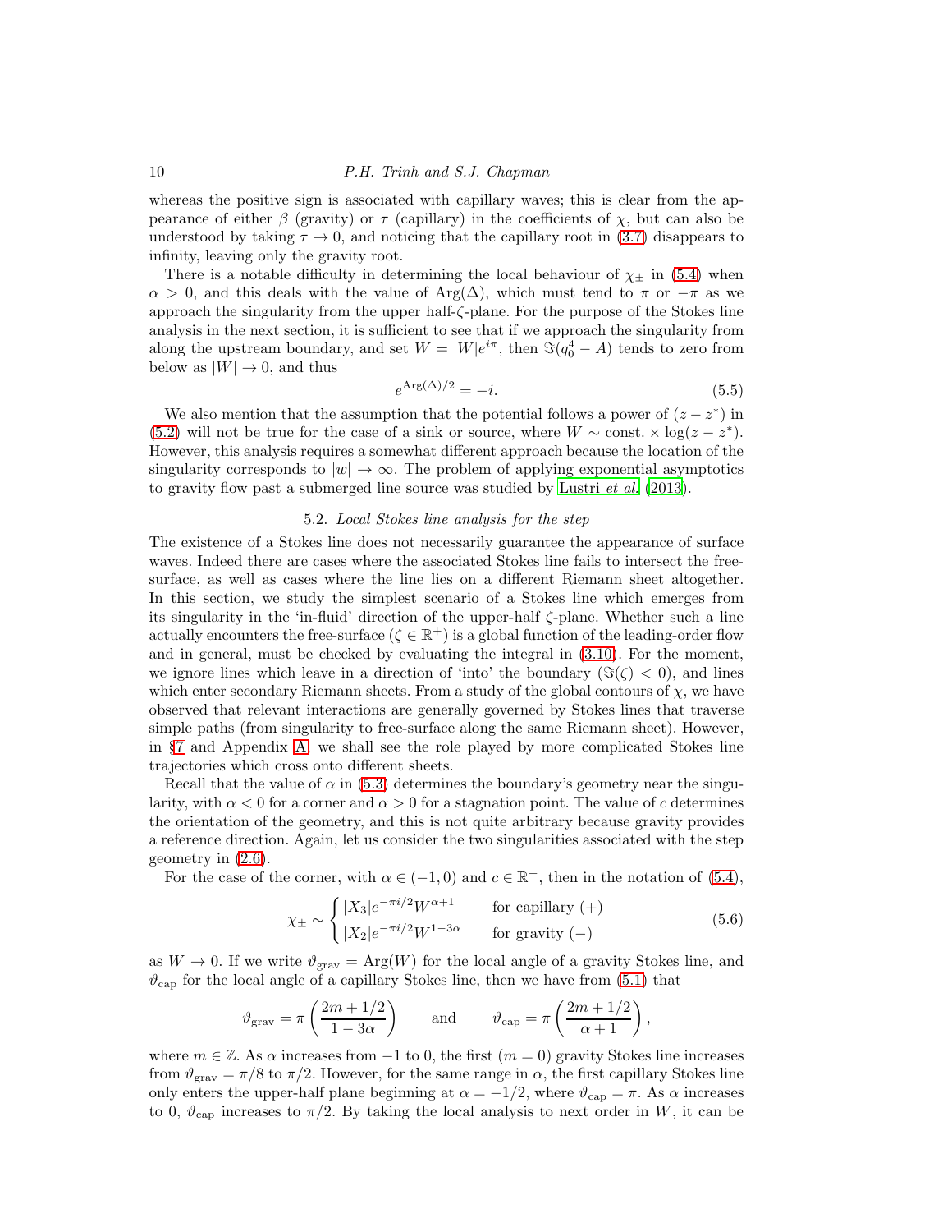whereas the positive sign is associated with capillary waves; this is clear from the appearance of either $\beta$ (gravity) or $\tau$ (capillary) in the coefficients of $\chi$, but can also be understood by taking $\tau \to 0$, and noticing that the capillary root in (3.7) disappears to infinity, leaving only the gravity root.

There is a notable difficulty in determining the local behaviour of $\chi_\pm$ in (5.4) when $\alpha > 0$, and this deals with the value of $\operatorname{Arg}(\Delta)$, which must tend to $\pi$ or $-\pi$ as we approach the singularity from the upper half-$\zeta$-plane. For the purpose of the Stokes line analysis in the next section, it is sufficient to see that if we approach the singularity from along the upstream boundary, and set $W = |W|e^{i\pi}$, then $\Im(q_0^4 - A)$ tends to zero from below as $|W| \to 0$, and thus

$$e^{\operatorname{Arg}(\Delta)/2} = -i. \tag{5.5}$$

We also mention that the assumption that the potential follows a power of $(z - z^*)$ in (5.2) will not be true for the case of a sink or source, where $W \sim \text{const.} \times \log(z - z^*)$. However, this analysis requires a somewhat different approach because the location of the singularity corresponds to $|w| \to \infty$. The problem of applying exponential asymptotics to gravity flow past a submerged line source was studied by Lustri *et al.* (2013).

### 5.2. *Local Stokes line analysis for the step*

The existence of a Stokes line does not necessarily guarantee the appearance of surface waves. Indeed there are cases where the associated Stokes line fails to intersect the free-surface, as well as cases where the line lies on a different Riemann sheet altogether. In this section, we study the simplest scenario of a Stokes line which emerges from its singularity in the 'in-fluid' direction of the upper-half $\zeta$-plane. Whether such a line actually encounters the free-surface ($\zeta \in \mathbb{R}^+$) is a global function of the leading-order flow and in general, must be checked by evaluating the integral in (3.10). For the moment, we ignore lines which leave in a direction of 'into' the boundary ($\Im(\zeta) < 0$), and lines which enter secondary Riemann sheets. From a study of the global contours of $\chi$, we have observed that relevant interactions are generally governed by Stokes lines that traverse simple paths (from singularity to free-surface along the same Riemann sheet). However, in §7 and Appendix A, we shall see the role played by more complicated Stokes line trajectories which cross onto different sheets.

Recall that the value of $\alpha$ in (5.3) determines the boundary's geometry near the singularity, with $\alpha < 0$ for a corner and $\alpha > 0$ for a stagnation point. The value of $c$ determines the orientation of the geometry, and this is not quite arbitrary because gravity provides a reference direction. Again, let us consider the two singularities associated with the step geometry in (2.6).

For the case of the corner, with $\alpha \in (-1, 0)$ and $c \in \mathbb{R}^+$, then in the notation of (5.4),

$$\chi_\pm \sim \begin{cases} |X_3| e^{-\pi i/2} W^{\alpha+1} & \text{for capillary } (+) \\ |X_2| e^{-\pi i/2} W^{1-3\alpha} & \text{for gravity } (-) \end{cases} \tag{5.6}$$

as $W \to 0$. If we write $\vartheta_{\text{grav}} = \operatorname{Arg}(W)$ for the local angle of a gravity Stokes line, and $\vartheta_{\text{cap}}$ for the local angle of a capillary Stokes line, then we have from (5.1) that

$$\vartheta_{\text{grav}} = \pi \left( \frac{2m + 1/2}{1 - 3\alpha} \right) \qquad \text{and} \qquad \vartheta_{\text{cap}} = \pi \left( \frac{2m + 1/2}{\alpha + 1} \right),$$

where $m \in \mathbb{Z}$. As $\alpha$ increases from $-1$ to $0$, the first ($m = 0$) gravity Stokes line increases from $\vartheta_{\text{grav}} = \pi/8$ to $\pi/2$. However, for the same range in $\alpha$, the first capillary Stokes line only enters the upper-half plane beginning at $\alpha = -1/2$, where $\vartheta_{\text{cap}} = \pi$. As $\alpha$ increases to $0$, $\vartheta_{\text{cap}}$ increases to $\pi/2$. By taking the local analysis to next order in $W$, it can be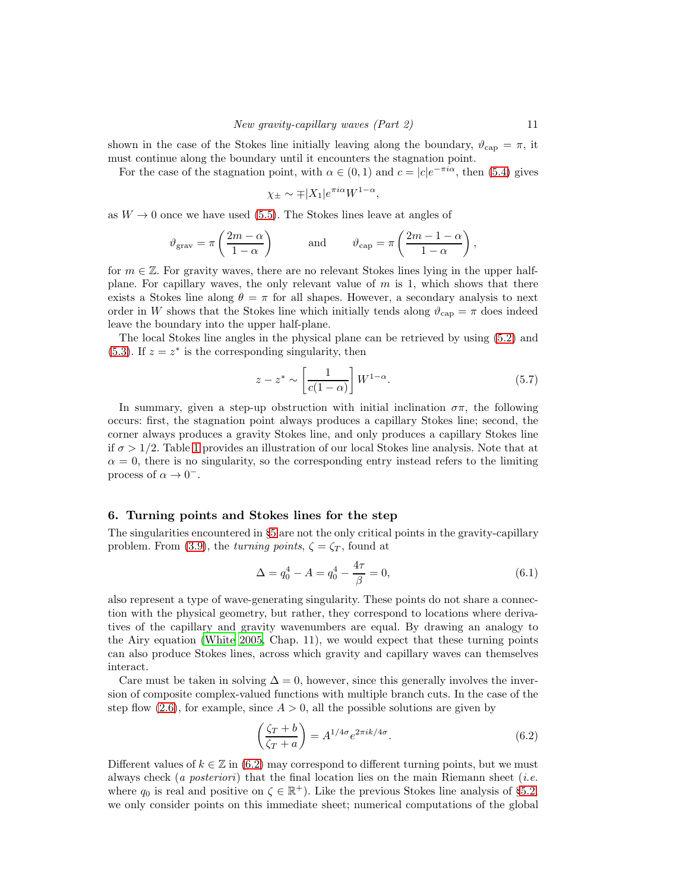shown in the case of the Stokes line initially leaving along the boundary, $\vartheta_{\text{cap}} = \pi$, it must continue along the boundary until it encounters the stagnation point.

For the case of the stagnation point, with $\alpha \in (0, 1)$ and $c = |c|e^{-\pi i \alpha}$, then (5.4) gives

$$\chi_{\pm} \sim \mp |X_1| e^{\pi i \alpha} W^{1-\alpha},$$

as $W \to 0$ once we have used (5.5). The Stokes lines leave at angles of

$$\vartheta_{\text{grav}} = \pi \left( \frac{2m - \alpha}{1 - \alpha} \right) \qquad \text{and} \qquad \vartheta_{\text{cap}} = \pi \left( \frac{2m - 1 - \alpha}{1 - \alpha} \right),$$

for $m \in \mathbb{Z}$. For gravity waves, there are no relevant Stokes lines lying in the upper half-plane. For capillary waves, the only relevant value of $m$ is 1, which shows that there exists a Stokes line along $\theta = \pi$ for all shapes. However, a secondary analysis to next order in $W$ shows that the Stokes line which initially tends along $\vartheta_{\text{cap}} = \pi$ does indeed leave the boundary into the upper half-plane.

The local Stokes line angles in the physical plane can be retrieved by using (5.2) and (5.3). If $z = z^*$ is the corresponding singularity, then

$$z - z^* \sim \left[ \frac{1}{c(1 - \alpha)} \right] W^{1-\alpha}. \tag{5.7}$$

In summary, given a step-up obstruction with initial inclination $\sigma\pi$, the following occurs: first, the stagnation point always produces a capillary Stokes line; second, the corner always produces a gravity Stokes line, and only produces a capillary Stokes line if $\sigma > 1/2$. Table 1 provides an illustration of our local Stokes line analysis. Note that at $\alpha = 0$, there is no singularity, so the corresponding entry instead refers to the limiting process of $\alpha \to 0^-$.

## 6. Turning points and Stokes lines for the step

The singularities encountered in §5 are not the only critical points in the gravity-capillary problem. From (3.9), the *turning points*, $\zeta = \zeta_T$, found at

$$\Delta = q_0^4 - A = q_0^4 - \frac{4\tau}{\beta} = 0, \tag{6.1}$$

also represent a type of wave-generating singularity. These points do not share a connection with the physical geometry, but rather, they correspond to locations where derivatives of the capillary and gravity wavenumbers are equal. By drawing an analogy to the Airy equation (White 2005, Chap. 11), we would expect that these turning points can also produce Stokes lines, across which gravity and capillary waves can themselves interact.

Care must be taken in solving $\Delta = 0$, however, since this generally involves the inversion of composite complex-valued functions with multiple branch cuts. In the case of the step flow (2.6), for example, since $A > 0$, all the possible solutions are given by

$$\left( \frac{\zeta_T + b}{\zeta_T + a} \right) = A^{1/4\sigma} e^{2\pi i k/4\sigma}. \tag{6.2}$$

Different values of $k \in \mathbb{Z}$ in (6.2) may correspond to different turning points, but we must always check (*a posteriori*) that the final location lies on the main Riemann sheet (*i.e.* where $q_0$ is real and positive on $\zeta \in \mathbb{R}^+$). Like the previous Stokes line analysis of §5.2, we only consider points on this immediate sheet; numerical computations of the global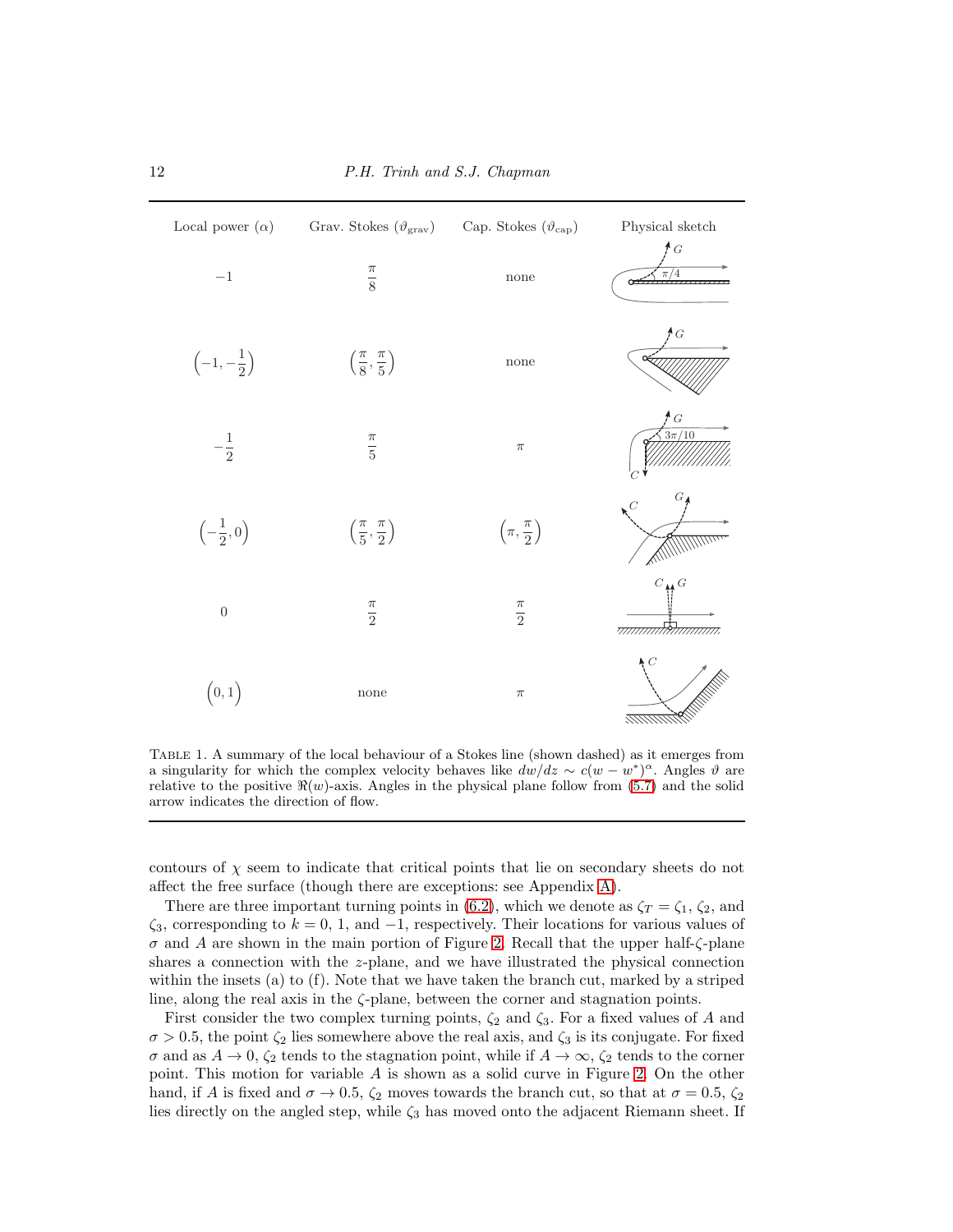| Local power ($\alpha$) | Grav. Stokes ($\vartheta_{\text{grav}}$) | Cap. Stokes ($\vartheta_{\text{cap}}$) | Physical sketch |
|---|---|---|---|
| $-1$ | $\frac{\pi}{8}$ | none | |
| $\left(-1, -\frac{1}{2}\right)$ | $\left(\frac{\pi}{8}, \frac{\pi}{5}\right)$ | none | |
| $-\frac{1}{2}$ | $\frac{\pi}{5}$ | $\pi$ | |
| $\left(-\frac{1}{2}, 0\right)$ | $\left(\frac{\pi}{5}, \frac{\pi}{2}\right)$ | $\left(\pi, \frac{\pi}{2}\right)$ | |
| $0$ | $\frac{\pi}{2}$ | $\frac{\pi}{2}$ | |
| $\left(0, 1\right)$ | none | $\pi$ | |

Table 1. A summary of the local behaviour of a Stokes line (shown dashed) as it emerges from a singularity for which the complex velocity behaves like $dw/dz \sim c(w - w^*)^{\alpha}$. Angles $\vartheta$ are relative to the positive $\Re(w)$-axis. Angles in the physical plane follow from (5.7) and the solid arrow indicates the direction of flow.

contours of $\chi$ seem to indicate that critical points that lie on secondary sheets do not affect the free surface (though there are exceptions: see Appendix A).

There are three important turning points in (6.2), which we denote as $\zeta_T = \zeta_1$, $\zeta_2$, and $\zeta_3$, corresponding to $k = 0$, 1, and $-1$, respectively. Their locations for various values of $\sigma$ and $A$ are shown in the main portion of Figure 2. Recall that the upper half-$\zeta$-plane shares a connection with the $z$-plane, and we have illustrated the physical connection within the insets (a) to (f). Note that we have taken the branch cut, marked by a striped line, along the real axis in the $\zeta$-plane, between the corner and stagnation points.

First consider the two complex turning points, $\zeta_2$ and $\zeta_3$. For a fixed values of $A$ and $\sigma > 0.5$, the point $\zeta_2$ lies somewhere above the real axis, and $\zeta_3$ is its conjugate. For fixed $\sigma$ and as $A \to 0$, $\zeta_2$ tends to the stagnation point, while if $A \to \infty$, $\zeta_2$ tends to the corner point. This motion for variable $A$ is shown as a solid curve in Figure 2. On the other hand, if $A$ is fixed and $\sigma \to 0.5$, $\zeta_2$ moves towards the branch cut, so that at $\sigma = 0.5$, $\zeta_2$ lies directly on the angled step, while $\zeta_3$ has moved onto the adjacent Riemann sheet. If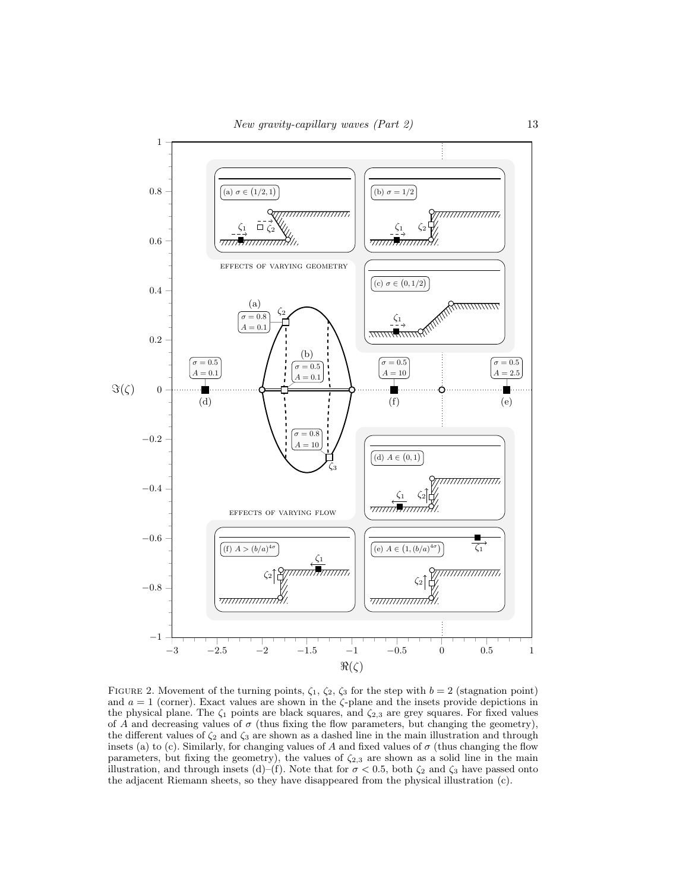Figure 2. Movement of the turning points, $\zeta_1$, $\zeta_2$, $\zeta_3$ for the step with $b = 2$ (stagnation point) and $a = 1$ (corner). Exact values are shown in the $\zeta$-plane and the insets provide depictions in the physical plane. The $\zeta_1$ points are black squares, and $\zeta_{2,3}$ are grey squares. For fixed values of $A$ and decreasing values of $\sigma$ (thus fixing the flow parameters, but changing the geometry), the different values of $\zeta_2$ and $\zeta_3$ are shown as a dashed line in the main illustration and through insets (a) to (c). Similarly, for changing values of $A$ and fixed values of $\sigma$ (thus changing the flow parameters, but fixing the geometry), the values of $\zeta_{2,3}$ are shown as a solid line in the main illustration, and through insets (d)–(f). Note that for $\sigma < 0.5$, both $\zeta_2$ and $\zeta_3$ have passed onto the adjacent Riemann sheets, so they have disappeared from the physical illustration (c).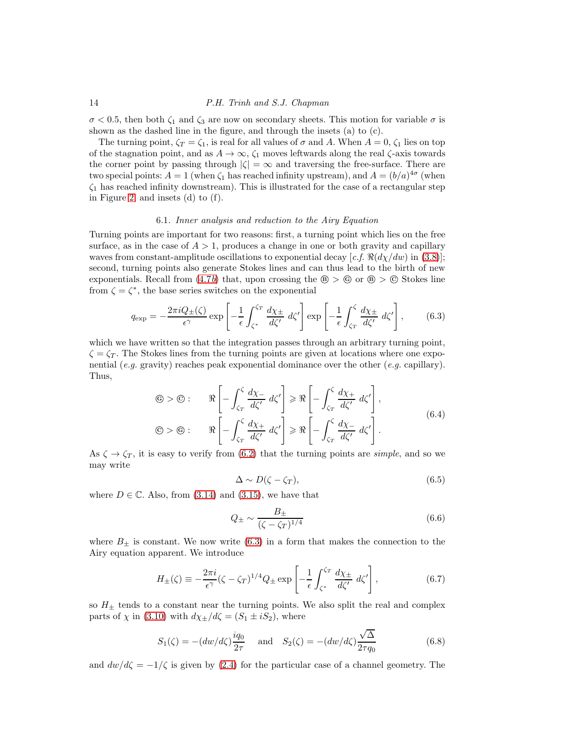$\sigma < 0.5$, then both $\zeta_1$ and $\zeta_3$ are now on secondary sheets. This motion for variable $\sigma$ is shown as the dashed line in the figure, and through the insets (a) to (c).

The turning point, $\zeta_T = \zeta_1$, is real for all values of $\sigma$ and $A$. When $A = 0$, $\zeta_1$ lies on top of the stagnation point, and as $A \to \infty$, $\zeta_1$ moves leftwards along the real $\zeta$-axis towards the corner point by passing through $|\zeta| = \infty$ and traversing the free-surface. There are two special points: $A = 1$ (when $\zeta_1$ has reached infinity upstream), and $A = (b/a)^{4\sigma}$ (when $\zeta_1$ has reached infinity downstream). This is illustrated for the case of a rectangular step in Figure 2, and insets (d) to (f).

### 6.1. *Inner analysis and reduction to the Airy Equation*

Turning points are important for two reasons: first, a turning point which lies on the free surface, as in the case of $A > 1$, produces a change in one or both gravity and capillary waves from constant-amplitude oscillations to exponential decay [*c.f.* $\Re(d\chi/dw)$ in (3.8)]; second, turning points also generate Stokes lines and can thus lead to the birth of new exponentials. Recall from (4.7*b*) that, upon crossing the Ⓑ > Ⓖ or Ⓑ > Ⓒ Stokes line from $\zeta = \zeta^*$, the base series switches on the exponential

$$q_{\text{exp}} = -\frac{2\pi i Q_\pm(\zeta)}{\epsilon^\gamma} \exp\left[-\frac{1}{\epsilon}\int_{\zeta^*}^{\zeta_T} \frac{d\chi_\pm}{d\zeta'}\, d\zeta'\right] \exp\left[-\frac{1}{\epsilon}\int_{\zeta_T}^{\zeta} \frac{d\chi_\pm}{d\zeta'}\, d\zeta'\right], \tag{6.3}$$

which we have written so that the integration passes through an arbitrary turning point, $\zeta = \zeta_T$. The Stokes lines from the turning points are given at locations where one exponential (*e.g.* gravity) reaches peak exponential dominance over the other (*e.g.* capillary). Thus,

$$\begin{aligned}
\text{Ⓖ} > \text{Ⓒ}: \qquad & \Re\left[-\int_{\zeta_T}^{\zeta} \frac{d\chi_-}{d\zeta'}\, d\zeta'\right] \geqslant \Re\left[-\int_{\zeta_T}^{\zeta} \frac{d\chi_+}{d\zeta'}\, d\zeta'\right], \\
\text{Ⓒ} > \text{Ⓖ}: \qquad & \Re\left[-\int_{\zeta_T}^{\zeta} \frac{d\chi_+}{d\zeta'}\, d\zeta'\right] \geqslant \Re\left[-\int_{\zeta_T}^{\zeta} \frac{d\chi_-}{d\zeta'}\, d\zeta'\right].
\end{aligned} \tag{6.4}$$

As $\zeta \to \zeta_T$, it is easy to verify from (6.2) that the turning points are *simple*, and so we may write

$$\Delta \sim D(\zeta - \zeta_T), \tag{6.5}$$

where $D \in \mathbb{C}$. Also, from (3.14) and (3.15), we have that

$$Q_\pm \sim \frac{B_\pm}{(\zeta - \zeta_T)^{1/4}} \tag{6.6}$$

where $B_\pm$ is constant. We now write (6.3) in a form that makes the connection to the Airy equation apparent. We introduce

$$H_\pm(\zeta) \equiv -\frac{2\pi i}{\epsilon^\gamma}(\zeta - \zeta_T)^{1/4} Q_\pm \exp\left[-\frac{1}{\epsilon}\int_{\zeta^*}^{\zeta_T} \frac{d\chi_\pm}{d\zeta'}\, d\zeta'\right], \tag{6.7}$$

so $H_\pm$ tends to a constant near the turning points. We also split the real and complex parts of $\chi$ in (3.10) with $d\chi_\pm/d\zeta = (S_1 \pm iS_2)$, where

$$S_1(\zeta) = -(dw/d\zeta)\frac{iq_0}{2\tau} \quad \text{and} \quad S_2(\zeta) = -(dw/d\zeta)\frac{\sqrt{\Delta}}{2\tau q_0} \tag{6.8}$$

and $dw/d\zeta = -1/\zeta$ is given by (2.4) for the particular case of a channel geometry. The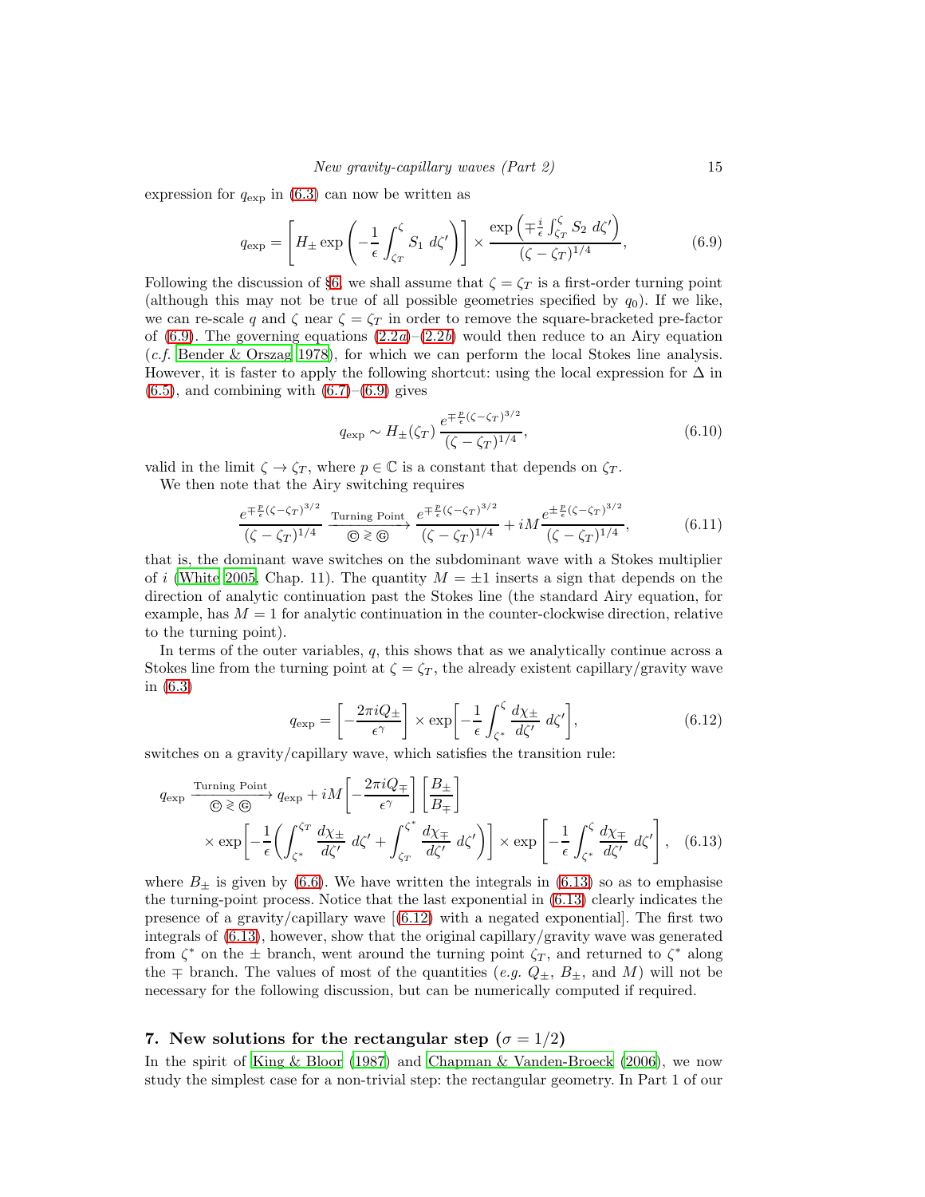expression for $q_{\text{exp}}$ in (6.3) can now be written as

$$q_{\text{exp}} = \left[ H_{\pm} \exp\left( -\frac{1}{\epsilon} \int_{\zeta_T}^{\zeta} S_1 \, d\zeta' \right) \right] \times \frac{\exp\left( \mp \frac{i}{\epsilon} \int_{\zeta_T}^{\zeta} S_2 \, d\zeta' \right)}{(\zeta - \zeta_T)^{1/4}}, \tag{6.9}$$

Following the discussion of §6, we shall assume that $\zeta = \zeta_T$ is a first-order turning point (although this may not be true of all possible geometries specified by $q_0$). If we like, we can re-scale $q$ and $\zeta$ near $\zeta = \zeta_T$ in order to remove the square-bracketed pre-factor of (6.9). The governing equations (2.2*a*)–(2.2*b*) would then reduce to an Airy equation (*c.f.* Bender & Orszag 1978), for which we can perform the local Stokes line analysis. However, it is faster to apply the following shortcut: using the local expression for $\Delta$ in (6.5), and combining with (6.7)–(6.9) gives

$$q_{\text{exp}} \sim H_{\pm}(\zeta_T) \, \frac{e^{\mp \frac{p}{\epsilon}(\zeta - \zeta_T)^{3/2}}}{(\zeta - \zeta_T)^{1/4}}, \tag{6.10}$$

valid in the limit $\zeta \to \zeta_T$, where $p \in \mathbb{C}$ is a constant that depends on $\zeta_T$.

We then note that the Airy switching requires

$$\frac{e^{\mp \frac{p}{\epsilon}(\zeta - \zeta_T)^{3/2}}}{(\zeta - \zeta_T)^{1/4}} \xrightarrow[\text{Ⓒ} \gtrless \text{Ⓖ}]{\text{Turning Point}} \frac{e^{\mp \frac{p}{\epsilon}(\zeta - \zeta_T)^{3/2}}}{(\zeta - \zeta_T)^{1/4}} + iM \frac{e^{\pm \frac{p}{\epsilon}(\zeta - \zeta_T)^{3/2}}}{(\zeta - \zeta_T)^{1/4}}, \tag{6.11}$$

that is, the dominant wave switches on the subdominant wave with a Stokes multiplier of $i$ (White 2005, Chap. 11). The quantity $M = \pm 1$ inserts a sign that depends on the direction of analytic continuation past the Stokes line (the standard Airy equation, for example, has $M = 1$ for analytic continuation in the counter-clockwise direction, relative to the turning point).

In terms of the outer variables, $q$, this shows that as we analytically continue across a Stokes line from the turning point at $\zeta = \zeta_T$, the already existent capillary/gravity wave in (6.3)

$$q_{\text{exp}} = \left[ -\frac{2\pi i Q_{\pm}}{\epsilon^{\gamma}} \right] \times \exp\left[ -\frac{1}{\epsilon} \int_{\zeta^*}^{\zeta} \frac{d\chi_{\pm}}{d\zeta'} \, d\zeta' \right], \tag{6.12}$$

switches on a gravity/capillary wave, which satisfies the transition rule:

$$\begin{aligned} q_{\text{exp}} \xrightarrow[\text{Ⓒ} \gtrless \text{Ⓖ}]{\text{Turning Point}} \; & q_{\text{exp}} + iM \left[ -\frac{2\pi i Q_{\mp}}{\epsilon^{\gamma}} \right] \left[ \frac{B_{\pm}}{B_{\mp}} \right] \\ & \times \exp\left[ -\frac{1}{\epsilon} \left( \int_{\zeta^*}^{\zeta_T} \frac{d\chi_{\pm}}{d\zeta'} \, d\zeta' + \int_{\zeta_T}^{\zeta^*} \frac{d\chi_{\mp}}{d\zeta'} \, d\zeta' \right) \right] \times \exp\left[ -\frac{1}{\epsilon} \int_{\zeta^*}^{\zeta} \frac{d\chi_{\mp}}{d\zeta'} \, d\zeta' \right], \end{aligned} \tag{6.13}$$

where $B_{\pm}$ is given by (6.6). We have written the integrals in (6.13) so as to emphasise the turning-point process. Notice that the last exponential in (6.13) clearly indicates the presence of a gravity/capillary wave [(6.12) with a negated exponential]. The first two integrals of (6.13), however, show that the original capillary/gravity wave was generated from $\zeta^*$ on the $\pm$ branch, went around the turning point $\zeta_T$, and returned to $\zeta^*$ along the $\mp$ branch. The values of most of the quantities (*e.g.* $Q_{\pm}$, $B_{\pm}$, and $M$) will not be necessary for the following discussion, but can be numerically computed if required.

## 7. New solutions for the rectangular step ($\sigma = 1/2$)

In the spirit of King & Bloor (1987) and Chapman & Vanden-Broeck (2006), we now study the simplest case for a non-trivial step: the rectangular geometry. In Part 1 of our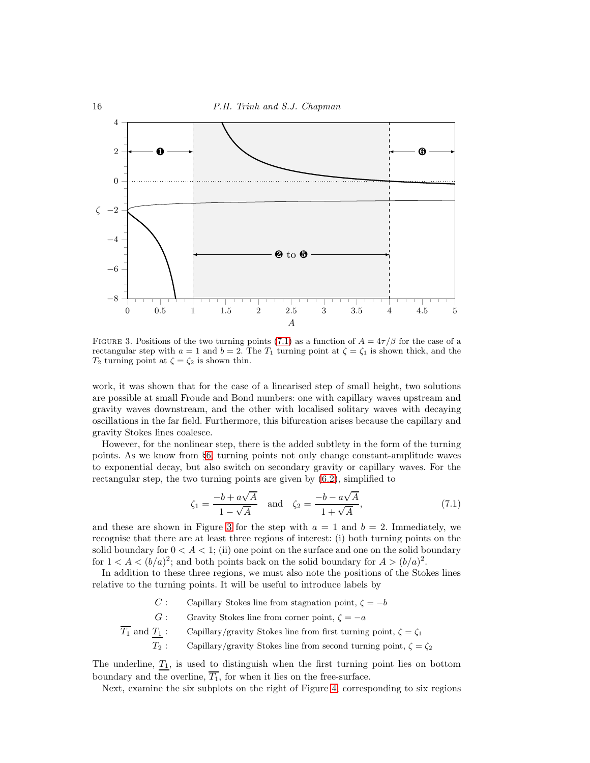FIGURE 3. Positions of the two turning points (7.1) as a function of $A = 4\tau/\beta$ for the case of a rectangular step with $a = 1$ and $b = 2$. The $T_1$ turning point at $\zeta = \zeta_1$ is shown thick, and the $T_2$ turning point at $\zeta = \zeta_2$ is shown thin.

work, it was shown that for the case of a linearised step of small height, two solutions are possible at small Froude and Bond numbers: one with capillary waves upstream and gravity waves downstream, and the other with localised solitary waves with decaying oscillations in the far field. Furthermore, this bifurcation arises because the capillary and gravity Stokes lines coalesce.

However, for the nonlinear step, there is the added subtlety in the form of the turning points. As we know from §6, turning points not only change constant-amplitude waves to exponential decay, but also switch on secondary gravity or capillary waves. For the rectangular step, the two turning points are given by (6.2), simplified to

$$\zeta_1 = \frac{-b + a\sqrt{A}}{1 - \sqrt{A}} \quad \text{and} \quad \zeta_2 = \frac{-b - a\sqrt{A}}{1 + \sqrt{A}}, \tag{7.1}$$

and these are shown in Figure 3 for the step with $a = 1$ and $b = 2$. Immediately, we recognise that there are at least three regions of interest: (i) both turning points on the solid boundary for $0 < A < 1$; (ii) one point on the surface and one on the solid boundary for $1 < A < (b/a)^2$; and both points back on the solid boundary for $A > (b/a)^2$.

In addition to these three regions, we must also note the positions of the Stokes lines relative to the turning points. It will be useful to introduce labels by

- $C$ : Capillary Stokes line from stagnation point, $\zeta = -b$
- $G$ : Gravity Stokes line from corner point, $\zeta = -a$
- $\overline{T_1}$ and $\underline{T_1}$ : Capillary/gravity Stokes line from first turning point, $\zeta = \zeta_1$
- $T_2$ : Capillary/gravity Stokes line from second turning point, $\zeta = \zeta_2$

The underline, $\underline{T_1}$, is used to distinguish when the first turning point lies on bottom boundary and the overline, $\overline{T_1}$, for when it lies on the free-surface.

Next, examine the six subplots on the right of Figure 4, corresponding to six regions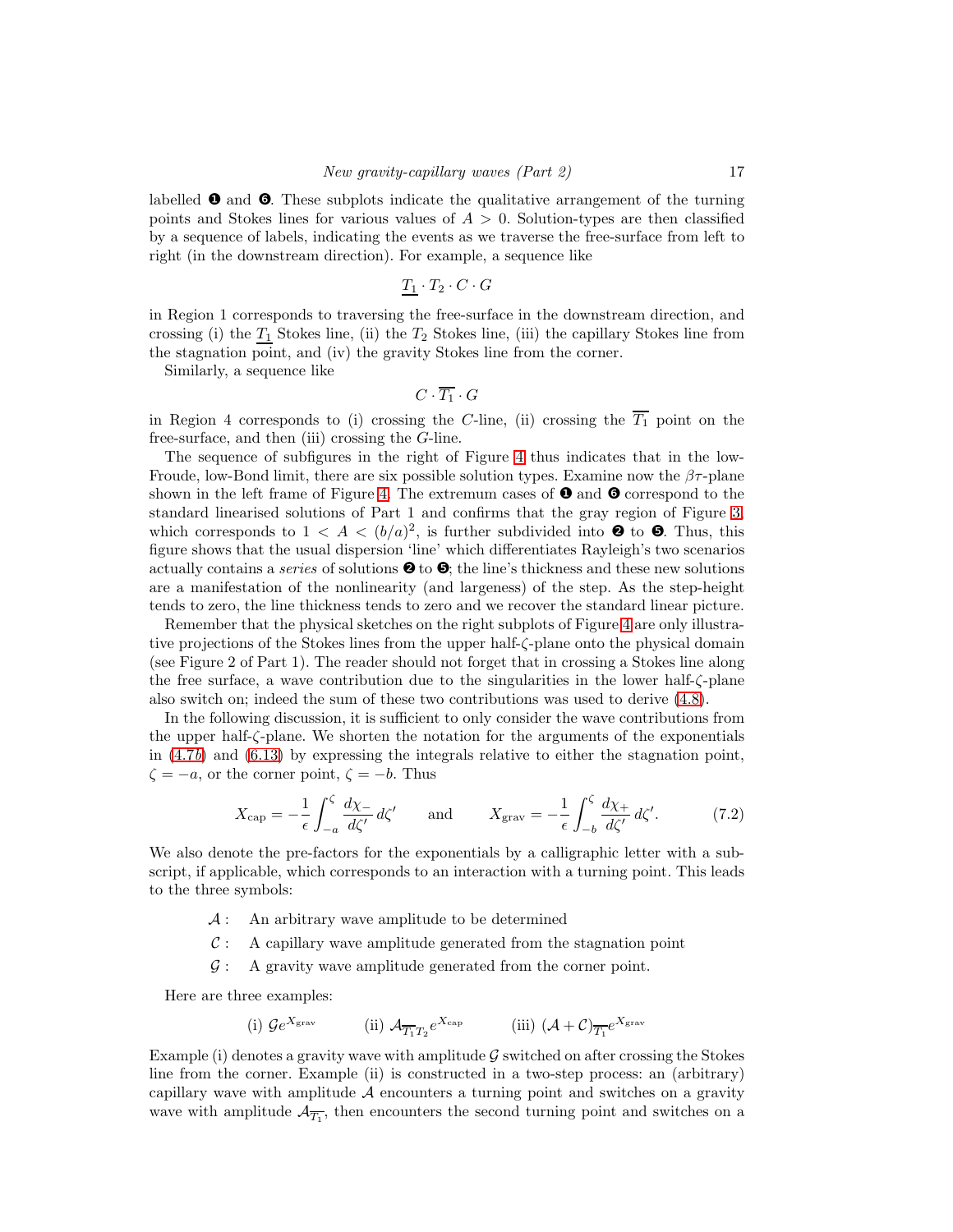labelled ❶ and ❻. These subplots indicate the qualitative arrangement of the turning points and Stokes lines for various values of $A > 0$. Solution-types are then classified by a sequence of labels, indicating the events as we traverse the free-surface from left to right (in the downstream direction). For example, a sequence like

$$\underline{T_1} \cdot T_2 \cdot C \cdot G$$

in Region 1 corresponds to traversing the free-surface in the downstream direction, and crossing (i) the $\underline{T_1}$ Stokes line, (ii) the $T_2$ Stokes line, (iii) the capillary Stokes line from the stagnation point, and (iv) the gravity Stokes line from the corner.

Similarly, a sequence like

$$C \cdot \overline{T_1} \cdot G$$

in Region 4 corresponds to (i) crossing the $C$-line, (ii) crossing the $\overline{T_1}$ point on the free-surface, and then (iii) crossing the $G$-line.

The sequence of subfigures in the right of Figure 4 thus indicates that in the low-Froude, low-Bond limit, there are six possible solution types. Examine now the $\beta\tau$-plane shown in the left frame of Figure 4. The extremum cases of ❶ and ❻ correspond to the standard linearised solutions of Part 1 and confirms that the gray region of Figure 3, which corresponds to $1 < A < (b/a)^2$, is further subdivided into ❷ to ❺. Thus, this figure shows that the usual dispersion 'line' which differentiates Rayleigh's two scenarios actually contains a *series* of solutions ❷ to ❺; the line's thickness and these new solutions are a manifestation of the nonlinearity (and largeness) of the step. As the step-height tends to zero, the line thickness tends to zero and we recover the standard linear picture.

Remember that the physical sketches on the right subplots of Figure 4 are only illustrative projections of the Stokes lines from the upper half-$\zeta$-plane onto the physical domain (see Figure 2 of Part 1). The reader should not forget that in crossing a Stokes line along the free surface, a wave contribution due to the singularities in the lower half-$\zeta$-plane also switch on; indeed the sum of these two contributions was used to derive (4.8).

In the following discussion, it is sufficient to only consider the wave contributions from the upper half-$\zeta$-plane. We shorten the notation for the arguments of the exponentials in (4.7*b*) and (6.13) by expressing the integrals relative to either the stagnation point, $\zeta = -a$, or the corner point, $\zeta = -b$. Thus

$$X_{\text{cap}} = -\frac{1}{\epsilon}\int_{-a}^{\zeta} \frac{d\chi_-}{d\zeta'}\,d\zeta' \qquad \text{and} \qquad X_{\text{grav}} = -\frac{1}{\epsilon}\int_{-b}^{\zeta} \frac{d\chi_+}{d\zeta'}\,d\zeta'. \tag{7.2}$$

We also denote the pre-factors for the exponentials by a calligraphic letter with a subscript, if applicable, which corresponds to an interaction with a turning point. This leads to the three symbols:

- $\mathcal{A}$ : An arbitrary wave amplitude to be determined
- $\mathcal{C}$ : A capillary wave amplitude generated from the stagnation point
- $\mathcal{G}$ : A gravity wave amplitude generated from the corner point.

Here are three examples:

(i) $\mathcal{G}e^{X_{\text{grav}}}$ (ii) $\mathcal{A}_{\overline{T_1}T_2}e^{X_{\text{cap}}}$ (iii) $(\mathcal{A}+\mathcal{C})_{\overline{T_1}}e^{X_{\text{grav}}}$

Example (i) denotes a gravity wave with amplitude $\mathcal{G}$ switched on after crossing the Stokes line from the corner. Example (ii) is constructed in a two-step process: an (arbitrary) capillary wave with amplitude $\mathcal{A}$ encounters a turning point and switches on a gravity wave with amplitude $\mathcal{A}_{\overline{T_1}}$, then encounters the second turning point and switches on a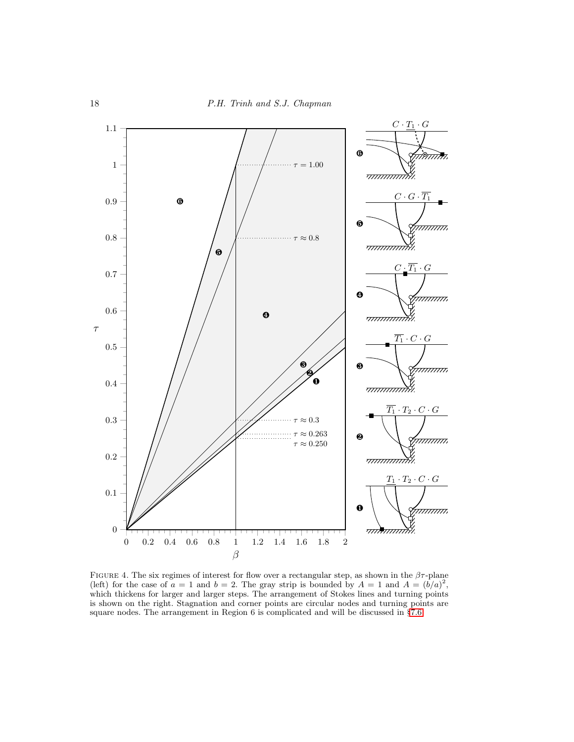FIGURE 4. The six regimes of interest for flow over a rectangular step, as shown in the $\beta\tau$-plane (left) for the case of $a = 1$ and $b = 2$. The gray strip is bounded by $A = 1$ and $A = (b/a)^2$, which thickens for larger and larger steps. The arrangement of Stokes lines and turning points is shown on the right. Stagnation and corner points are circular nodes and turning points are square nodes. The arrangement in Region 6 is complicated and will be discussed in §7.6.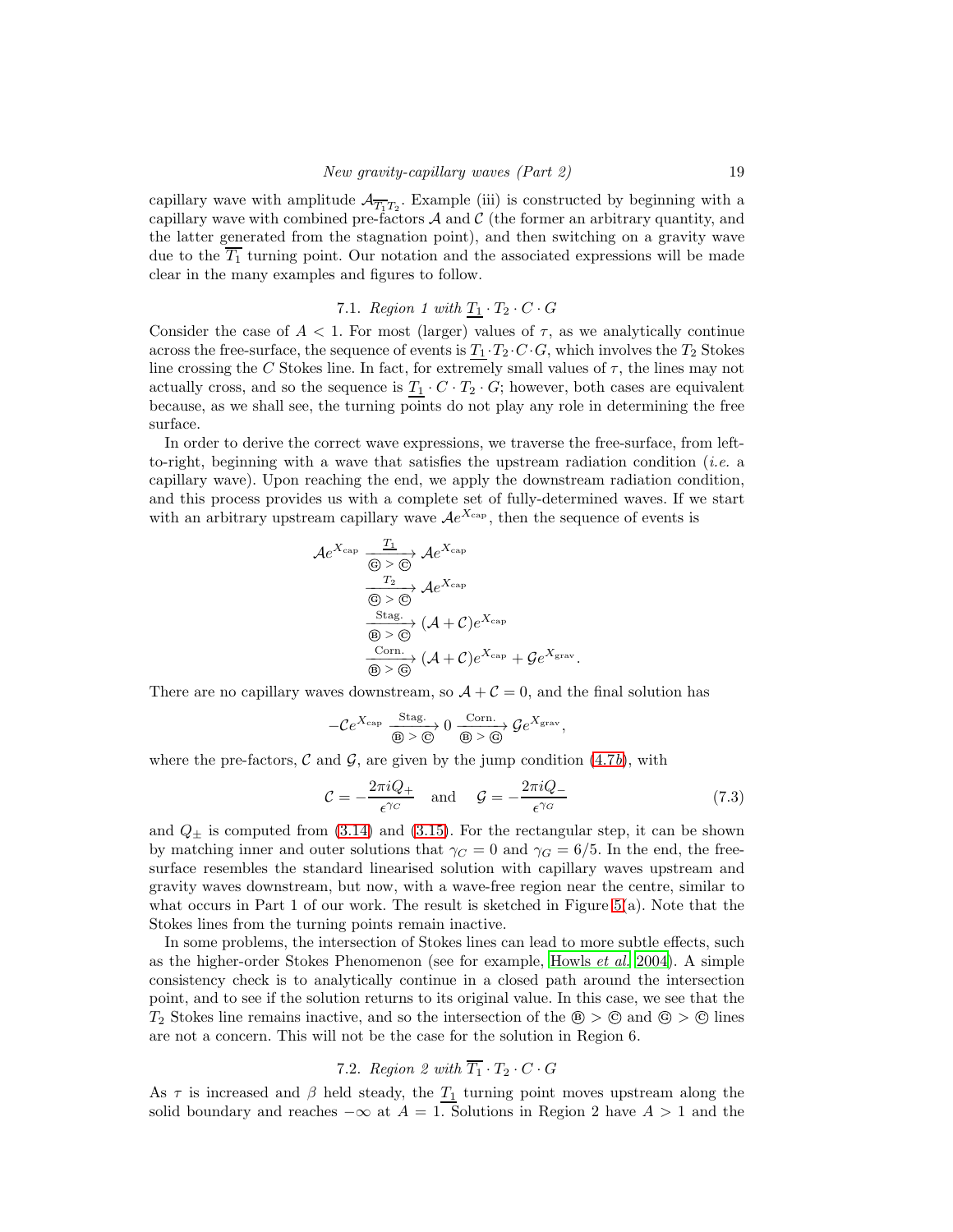capillary wave with amplitude $\mathcal{A}_{\overline{T_1}T_2}$. Example (iii) is constructed by beginning with a capillary wave with combined pre-factors $\mathcal{A}$ and $\mathcal{C}$ (the former an arbitrary quantity, and the latter generated from the stagnation point), and then switching on a gravity wave due to the $\overline{T_1}$ turning point. Our notation and the associated expressions will be made clear in the many examples and figures to follow.

### 7.1. *Region 1 with* $\underline{T_1} \cdot T_2 \cdot C \cdot G$

Consider the case of $A < 1$. For most (larger) values of $\tau$, as we analytically continue across the free-surface, the sequence of events is $\underline{T_1} \cdot T_2 \cdot C \cdot G$, which involves the $T_2$ Stokes line crossing the $C$ Stokes line. In fact, for extremely small values of $\tau$, the lines may not actually cross, and so the sequence is $\underline{T_1} \cdot C \cdot T_2 \cdot G$; however, both cases are equivalent because, as we shall see, the turning points do not play any role in determining the free surface.

In order to derive the correct wave expressions, we traverse the free-surface, from left-to-right, beginning with a wave that satisfies the upstream radiation condition (*i.e.* a capillary wave). Upon reaching the end, we apply the downstream radiation condition, and this process provides us with a complete set of fully-determined waves. If we start with an arbitrary upstream capillary wave $\mathcal{A}e^{X_{\text{cap}}}$, then the sequence of events is

$$
\begin{aligned}
\mathcal{A}e^{X_{\text{cap}}} &\xrightarrow[\text{Ⓖ} > \text{Ⓒ}]{\underline{T_1}} \mathcal{A}e^{X_{\text{cap}}} \\
&\xrightarrow[\text{Ⓖ} > \text{Ⓒ}]{T_2} \mathcal{A}e^{X_{\text{cap}}} \\
&\xrightarrow[\text{Ⓑ} > \text{Ⓒ}]{\text{Stag.}} (\mathcal{A}+\mathcal{C})e^{X_{\text{cap}}} \\
&\xrightarrow[\text{Ⓑ} > \text{Ⓖ}]{\text{Corn.}} (\mathcal{A}+\mathcal{C})e^{X_{\text{cap}}} + \mathcal{G}e^{X_{\text{grav}}}.
\end{aligned}
$$

There are no capillary waves downstream, so $\mathcal{A} + \mathcal{C} = 0$, and the final solution has

$$
-\mathcal{C}e^{X_{\text{cap}}} \xrightarrow[\text{Ⓑ} > \text{Ⓒ}]{\text{Stag.}} 0 \xrightarrow[\text{Ⓑ} > \text{Ⓖ}]{\text{Corn.}} \mathcal{G}e^{X_{\text{grav}}},
$$

where the pre-factors, $\mathcal{C}$ and $\mathcal{G}$, are given by the jump condition (4.7*b*), with

$$
\mathcal{C} = -\frac{2\pi i Q_+}{\epsilon^{\gamma_C}} \quad \text{and} \quad \mathcal{G} = -\frac{2\pi i Q_-}{\epsilon^{\gamma_G}} \tag{7.3}
$$

and $Q_\pm$ is computed from (3.14) and (3.15). For the rectangular step, it can be shown by matching inner and outer solutions that $\gamma_C = 0$ and $\gamma_G = 6/5$. In the end, the free-surface resembles the standard linearised solution with capillary waves upstream and gravity waves downstream, but now, with a wave-free region near the centre, similar to what occurs in Part 1 of our work. The result is sketched in Figure 5(a). Note that the Stokes lines from the turning points remain inactive.

In some problems, the intersection of Stokes lines can lead to more subtle effects, such as the higher-order Stokes Phenomenon (see for example, Howls *et al.* 2004). A simple consistency check is to analytically continue in a closed path around the intersection point, and to see if the solution returns to its original value. In this case, we see that the $T_2$ Stokes line remains inactive, and so the intersection of the Ⓑ > Ⓒ and Ⓖ > Ⓒ lines are not a concern. This will not be the case for the solution in Region 6.

### 7.2. *Region 2 with* $\overline{T_1} \cdot T_2 \cdot C \cdot G$

As $\tau$ is increased and $\beta$ held steady, the $\underline{T_1}$ turning point moves upstream along the solid boundary and reaches $-\infty$ at $A = 1$. Solutions in Region 2 have $A > 1$ and the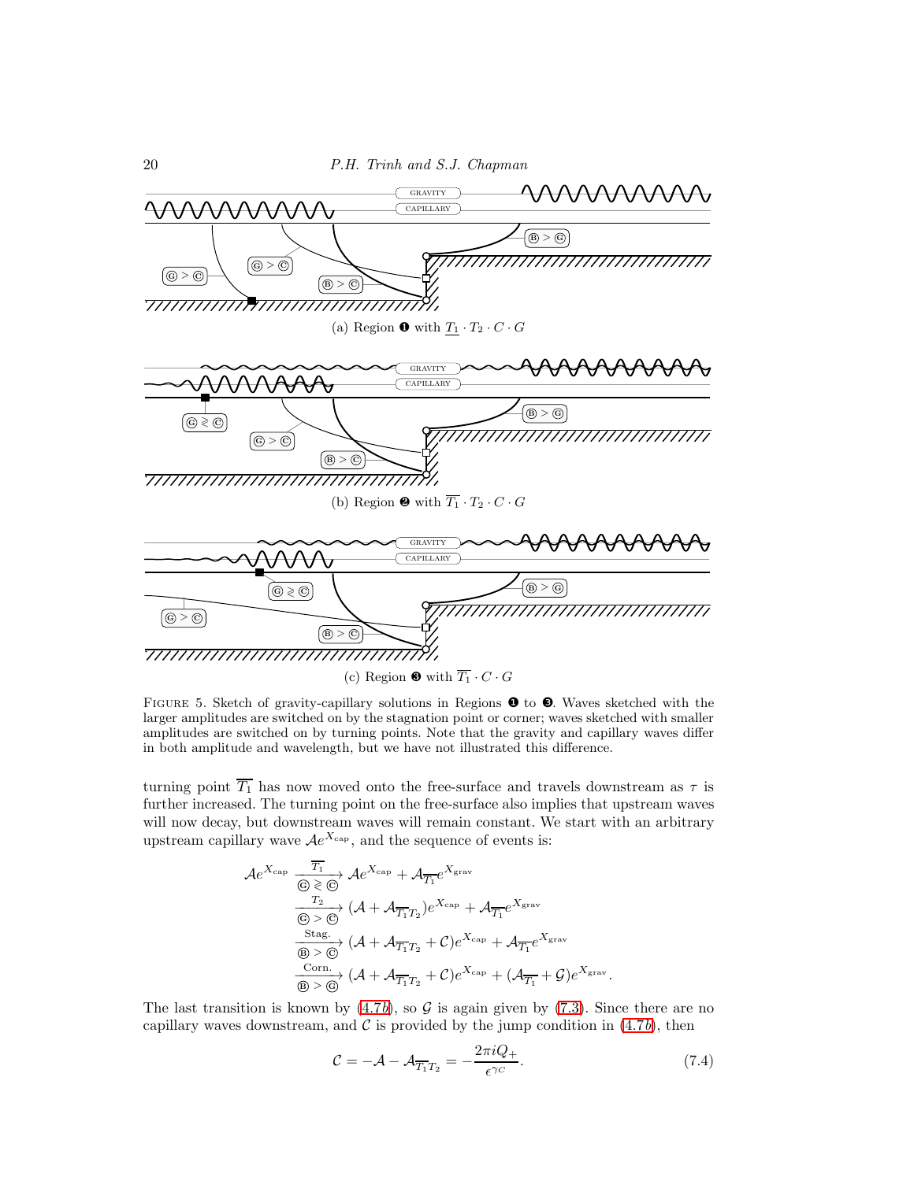(a) Region ❶ with $\underline{T_1} \cdot T_2 \cdot C \cdot G$

(b) Region ❷ with $\overline{T_1} \cdot T_2 \cdot C \cdot G$

(c) Region ❸ with $\overline{T_1} \cdot C \cdot G$

FIGURE 5. Sketch of gravity-capillary solutions in Regions ❶ to ❸. Waves sketched with the larger amplitudes are switched on by the stagnation point or corner; waves sketched with smaller amplitudes are switched on by turning points. Note that the gravity and capillary waves differ in both amplitude and wavelength, but we have not illustrated this difference.

turning point $\overline{T_1}$ has now moved onto the free-surface and travels downstream as $\tau$ is further increased. The turning point on the free-surface also implies that upstream waves will now decay, but downstream waves will remain constant. We start with an arbitrary upstream capillary wave $\mathcal{A}e^{X_{\text{cap}}}$, and the sequence of events is:

$$
\begin{aligned}
\mathcal{A}e^{X_{\text{cap}}} &\xrightarrow[\text{Ⓖ} \gtrless \text{Ⓒ}]{\overline{T_1}} \mathcal{A}e^{X_{\text{cap}}} + \mathcal{A}_{\overline{T_1}}e^{X_{\text{grav}}} \\
&\xrightarrow[\text{Ⓖ} > \text{Ⓒ}]{T_2} (\mathcal{A} + \mathcal{A}_{\overline{T_1}T_2})e^{X_{\text{cap}}} + \mathcal{A}_{\overline{T_1}}e^{X_{\text{grav}}} \\
&\xrightarrow[\text{Ⓑ} > \text{Ⓒ}]{\text{Stag.}} (\mathcal{A} + \mathcal{A}_{\overline{T_1}T_2} + \mathcal{C})e^{X_{\text{cap}}} + \mathcal{A}_{\overline{T_1}}e^{X_{\text{grav}}} \\
&\xrightarrow[\text{Ⓑ} > \text{Ⓖ}]{\text{Corn.}} (\mathcal{A} + \mathcal{A}_{\overline{T_1}T_2} + \mathcal{C})e^{X_{\text{cap}}} + (\mathcal{A}_{\overline{T_1}} + \mathcal{G})e^{X_{\text{grav}}}.
\end{aligned}
$$

The last transition is known by (4.7*b*), so $\mathcal{G}$ is again given by (7.3). Since there are no capillary waves downstream, and $\mathcal{C}$ is provided by the jump condition in (4.7*b*), then

$$
\mathcal{C} = -\mathcal{A} - \mathcal{A}_{\overline{T_1}T_2} = -\frac{2\pi i Q_+}{\epsilon^{\gamma_C}}. \tag{7.4}
$$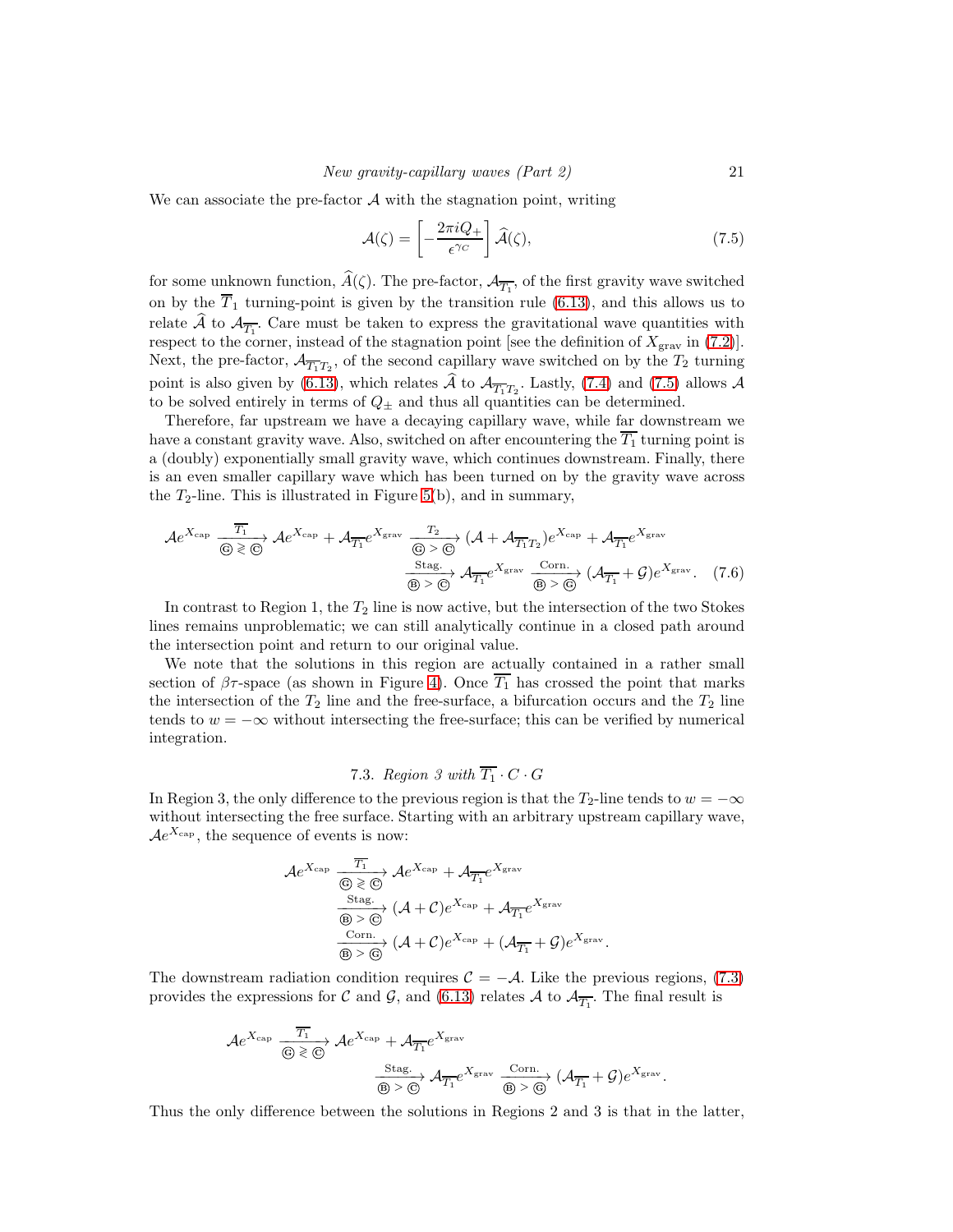We can associate the pre-factor $\mathcal{A}$ with the stagnation point, writing

$$\mathcal{A}(\zeta) = \left[-\frac{2\pi i Q_+}{\epsilon^{\gamma_C}}\right]\widehat{\mathcal{A}}(\zeta), \tag{7.5}$$

for some unknown function, $\widehat{\mathcal{A}}(\zeta)$. The pre-factor, $\mathcal{A}_{\overline{T_1}}$, of the first gravity wave switched on by the $\overline{T}_1$ turning-point is given by the transition rule (6.13), and this allows us to relate $\widehat{\mathcal{A}}$ to $\mathcal{A}_{\overline{T_1}}$. Care must be taken to express the gravitational wave quantities with respect to the corner, instead of the stagnation point [see the definition of $X_{\text{grav}}$ in (7.2)]. Next, the pre-factor, $\mathcal{A}_{\overline{T_1}T_2}$, of the second capillary wave switched on by the $T_2$ turning point is also given by (6.13), which relates $\widehat{\mathcal{A}}$ to $\mathcal{A}_{\overline{T_1}T_2}$. Lastly, (7.4) and (7.5) allows $\mathcal{A}$ to be solved entirely in terms of $Q_\pm$ and thus all quantities can be determined.

Therefore, far upstream we have a decaying capillary wave, while far downstream we have a constant gravity wave. Also, switched on after encountering the $\overline{T_1}$ turning point is a (doubly) exponentially small gravity wave, which continues downstream. Finally, there is an even smaller capillary wave which has been turned on by the gravity wave across the $T_2$-line. This is illustrated in Figure 5(b), and in summary,

$$\begin{aligned}
\mathcal{A}e^{X_{\text{cap}}} \xrightarrow[\text{Ⓖ} \gtrless \text{Ⓒ}]{\overline{T_1}} \mathcal{A}e^{X_{\text{cap}}} + \mathcal{A}_{\overline{T_1}}e^{X_{\text{grav}}} \xrightarrow[\text{Ⓖ} > \text{Ⓒ}]{T_2} (\mathcal{A} + \mathcal{A}_{\overline{T_1}T_2})e^{X_{\text{cap}}} + \mathcal{A}_{\overline{T_1}}e^{X_{\text{grav}}} \\
\xrightarrow[\text{Ⓑ} > \text{Ⓒ}]{\text{Stag.}} \mathcal{A}_{\overline{T_1}}e^{X_{\text{grav}}} \xrightarrow[\text{Ⓑ} > \text{Ⓖ}]{\text{Corn.}} (\mathcal{A}_{\overline{T_1}} + \mathcal{G})e^{X_{\text{grav}}}.
\end{aligned} \tag{7.6}$$

In contrast to Region 1, the $T_2$ line is now active, but the intersection of the two Stokes lines remains unproblematic; we can still analytically continue in a closed path around the intersection point and return to our original value.

We note that the solutions in this region are actually contained in a rather small section of $\beta\tau$-space (as shown in Figure 4). Once $\overline{T_1}$ has crossed the point that marks the intersection of the $T_2$ line and the free-surface, a bifurcation occurs and the $T_2$ line tends to $w = -\infty$ without intersecting the free-surface; this can be verified by numerical integration.

### 7.3. *Region 3 with $\overline{T_1} \cdot C \cdot G$*

In Region 3, the only difference to the previous region is that the $T_2$-line tends to $w = -\infty$ without intersecting the free surface. Starting with an arbitrary upstream capillary wave, $\mathcal{A}e^{X_{\text{cap}}}$, the sequence of events is now:

$$\begin{aligned}
\mathcal{A}e^{X_{\text{cap}}} &\xrightarrow[\text{Ⓖ} \gtrless \text{Ⓒ}]{\overline{T_1}} \mathcal{A}e^{X_{\text{cap}}} + \mathcal{A}_{\overline{T_1}}e^{X_{\text{grav}}} \\
&\xrightarrow[\text{Ⓑ} > \text{Ⓒ}]{\text{Stag.}} (\mathcal{A} + \mathcal{C})e^{X_{\text{cap}}} + \mathcal{A}_{\overline{T_1}}e^{X_{\text{grav}}} \\
&\xrightarrow[\text{Ⓑ} > \text{Ⓖ}]{\text{Corn.}} (\mathcal{A} + \mathcal{C})e^{X_{\text{cap}}} + (\mathcal{A}_{\overline{T_1}} + \mathcal{G})e^{X_{\text{grav}}}.
\end{aligned}$$

The downstream radiation condition requires $\mathcal{C} = -\mathcal{A}$. Like the previous regions, (7.3) provides the expressions for $\mathcal{C}$ and $\mathcal{G}$, and (6.13) relates $\mathcal{A}$ to $\mathcal{A}_{\overline{T_1}}$. The final result is

$$\begin{aligned}
\mathcal{A}e^{X_{\text{cap}}} \xrightarrow[\text{Ⓖ} \gtrless \text{Ⓒ}]{\overline{T_1}} \mathcal{A}e^{X_{\text{cap}}} + \mathcal{A}_{\overline{T_1}}e^{X_{\text{grav}}} \\
\xrightarrow[\text{Ⓑ} > \text{Ⓒ}]{\text{Stag.}} \mathcal{A}_{\overline{T_1}}e^{X_{\text{grav}}} \xrightarrow[\text{Ⓑ} > \text{Ⓖ}]{\text{Corn.}} (\mathcal{A}_{\overline{T_1}} + \mathcal{G})e^{X_{\text{grav}}}.
\end{aligned}$$

Thus the only difference between the solutions in Regions 2 and 3 is that in the latter,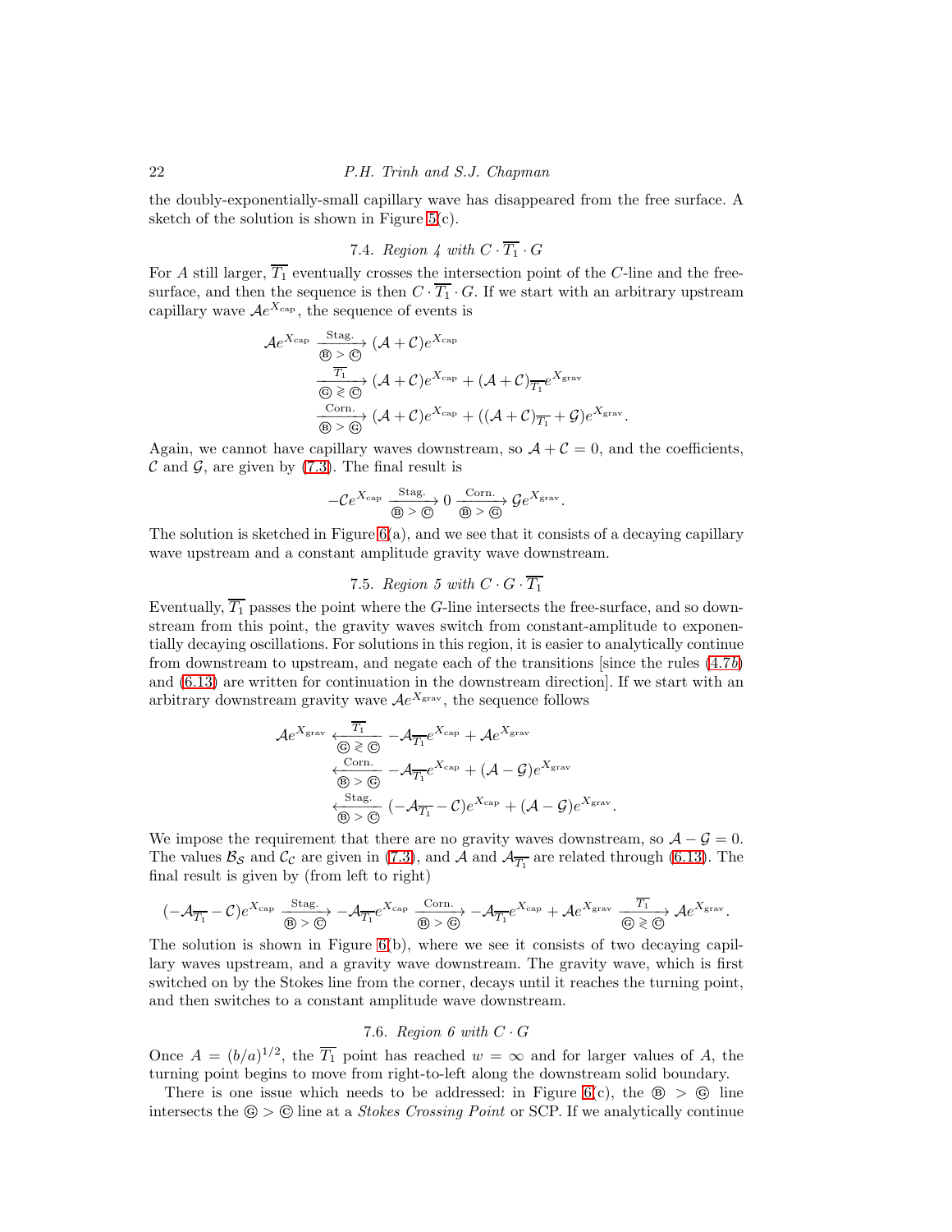the doubly-exponentially-small capillary wave has disappeared from the free surface. A sketch of the solution is shown in Figure 5(c).

### 7.4. *Region 4 with* $C \cdot \overline{T_1} \cdot G$

For $A$ still larger, $\overline{T_1}$ eventually crosses the intersection point of the $C$-line and the free-surface, and then the sequence is then $C \cdot \overline{T_1} \cdot G$. If we start with an arbitrary upstream capillary wave $\mathcal{A}e^{X_{\text{cap}}}$, the sequence of events is

$$
\begin{aligned}
\mathcal{A}e^{X_{\text{cap}}} &\xrightarrow[\text{Ⓑ} > \text{Ⓒ}]{\text{Stag.}} (\mathcal{A} + \mathcal{C})e^{X_{\text{cap}}} \\
&\xrightarrow[\text{Ⓖ} \gtrless \text{Ⓒ}]{\overline{T_1}} (\mathcal{A} + \mathcal{C})e^{X_{\text{cap}}} + (\mathcal{A} + \mathcal{C})_{\overline{T_1}} e^{X_{\text{grav}}} \\
&\xrightarrow[\text{Ⓑ} > \text{Ⓖ}]{\text{Corn.}} (\mathcal{A} + \mathcal{C})e^{X_{\text{cap}}} + ((\mathcal{A} + \mathcal{C})_{\overline{T_1}} + \mathcal{G})e^{X_{\text{grav}}}.
\end{aligned}
$$

Again, we cannot have capillary waves downstream, so $\mathcal{A} + \mathcal{C} = 0$, and the coefficients, $\mathcal{C}$ and $\mathcal{G}$, are given by (7.3). The final result is

$$
-\mathcal{C}e^{X_{\text{cap}}} \xrightarrow[\text{Ⓑ} > \text{Ⓒ}]{\text{Stag.}} 0 \xrightarrow[\text{Ⓑ} > \text{Ⓖ}]{\text{Corn.}} \mathcal{G}e^{X_{\text{grav}}}.
$$

The solution is sketched in Figure 6(a), and we see that it consists of a decaying capillary wave upstream and a constant amplitude gravity wave downstream.

### 7.5. *Region 5 with* $C \cdot G \cdot \overline{T_1}$

Eventually, $\overline{T_1}$ passes the point where the $G$-line intersects the free-surface, and so downstream from this point, the gravity waves switch from constant-amplitude to exponentially decaying oscillations. For solutions in this region, it is easier to analytically continue from downstream to upstream, and negate each of the transitions [since the rules (4.7*b*) and (6.13) are written for continuation in the downstream direction]. If we start with an arbitrary downstream gravity wave $\mathcal{A}e^{X_{\text{grav}}}$, the sequence follows

$$
\begin{aligned}
\mathcal{A}e^{X_{\text{grav}}} &\xleftarrow[\text{Ⓖ} \gtrless \text{Ⓒ}]{\overline{T_1}} -\mathcal{A}_{\overline{T_1}} e^{X_{\text{cap}}} + \mathcal{A}e^{X_{\text{grav}}} \\
&\xleftarrow[\text{Ⓑ} > \text{Ⓖ}]{\text{Corn.}} -\mathcal{A}_{\overline{T_1}} e^{X_{\text{cap}}} + (\mathcal{A} - \mathcal{G})e^{X_{\text{grav}}} \\
&\xleftarrow[\text{Ⓑ} > \text{Ⓒ}]{\text{Stag.}} (-\mathcal{A}_{\overline{T_1}} - \mathcal{C})e^{X_{\text{cap}}} + (\mathcal{A} - \mathcal{G})e^{X_{\text{grav}}}.
\end{aligned}
$$

We impose the requirement that there are no gravity waves downstream, so $\mathcal{A} - \mathcal{G} = 0$. The values $\mathcal{B}_{\mathcal{S}}$ and $\mathcal{C}_{\mathcal{C}}$ are given in (7.3), and $\mathcal{A}$ and $\mathcal{A}_{\overline{T_1}}$ are related through (6.13). The final result is given by (from left to right)

$$
(-\mathcal{A}_{\overline{T_1}} - \mathcal{C})e^{X_{\text{cap}}} \xrightarrow[\text{Ⓑ} > \text{Ⓒ}]{\text{Stag.}} -\mathcal{A}_{\overline{T_1}} e^{X_{\text{cap}}} \xrightarrow[\text{Ⓑ} > \text{Ⓖ}]{\text{Corn.}} -\mathcal{A}_{\overline{T_1}} e^{X_{\text{cap}}} + \mathcal{A}e^{X_{\text{grav}}} \xrightarrow[\text{Ⓖ} \gtrless \text{Ⓒ}]{\overline{T_1}} \mathcal{A}e^{X_{\text{grav}}}.
$$

The solution is shown in Figure 6(b), where we see it consists of two decaying capillary waves upstream, and a gravity wave downstream. The gravity wave, which is first switched on by the Stokes line from the corner, decays until it reaches the turning point, and then switches to a constant amplitude wave downstream.

### 7.6. *Region 6 with* $C \cdot G$

Once $A = (b/a)^{1/2}$, the $\overline{T_1}$ point has reached $w = \infty$ and for larger values of $A$, the turning point begins to move from right-to-left along the downstream solid boundary.

There is one issue which needs to be addressed: in Figure 6(c), the Ⓑ $>$ Ⓖ line intersects the Ⓖ $>$ Ⓒ line at a *Stokes Crossing Point* or SCP. If we analytically continue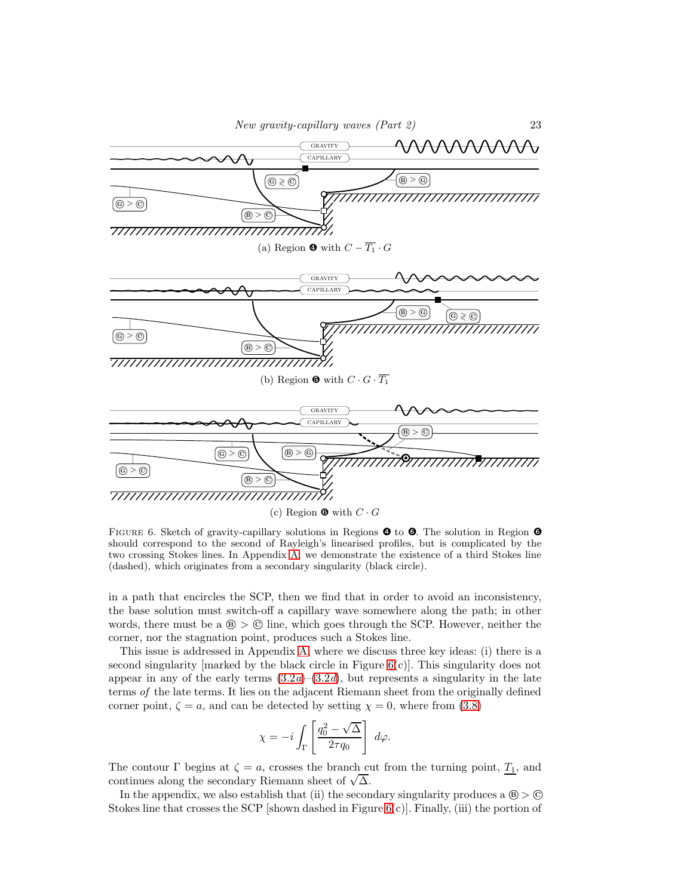(a) Region ❹ with $C - \overline{T_1} \cdot G$

(b) Region ❺ with $C \cdot G \cdot \overline{T_1}$

(c) Region ❻ with $C \cdot G$

FIGURE 6. Sketch of gravity-capillary solutions in Regions ❹ to ❻. The solution in Region ❻ should correspond to the second of Rayleigh's linearised profiles, but is complicated by the two crossing Stokes lines. In Appendix A, we demonstrate the existence of a third Stokes line (dashed), which originates from a secondary singularity (black circle).

in a path that encircles the SCP, then we find that in order to avoid an inconsistency, the base solution must switch-off a capillary wave somewhere along the path; in other words, there must be a Ⓑ > Ⓒ line, which goes through the SCP. However, neither the corner, nor the stagnation point, produces such a Stokes line.

This issue is addressed in Appendix A, where we discuss three key ideas: (i) there is a second singularity [marked by the black circle in Figure 6(c)]. This singularity does not appear in any of the early terms (3.2*a*)–(3.2*d*), but represents a singularity in the late terms *of* the late terms. It lies on the adjacent Riemann sheet from the originally defined corner point, $\zeta = a$, and can be detected by setting $\chi = 0$, where from (3.8)

$$\chi = -i \int_{\Gamma} \left[ \frac{q_0^2 - \sqrt{\Delta}}{2\tau q_0} \right] \, d\varphi.$$

The contour $\Gamma$ begins at $\zeta = a$, crosses the branch cut from the turning point, $\underline{T_1}$, and continues along the secondary Riemann sheet of $\sqrt{\Delta}$.

In the appendix, we also establish that (ii) the secondary singularity produces a Ⓑ > Ⓒ Stokes line that crosses the SCP [shown dashed in Figure 6(c)]. Finally, (iii) the portion of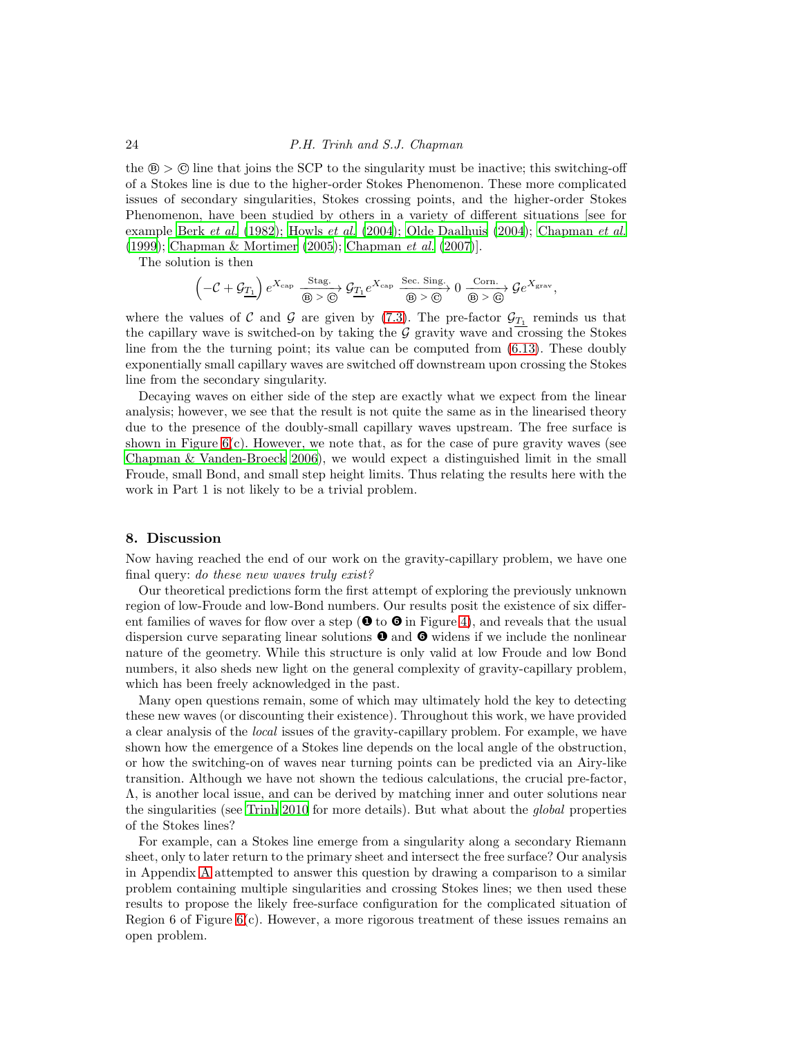the Ⓑ > Ⓒ line that joins the SCP to the singularity must be inactive; this switching-off of a Stokes line is due to the higher-order Stokes Phenomenon. These more complicated issues of secondary singularities, Stokes crossing points, and the higher-order Stokes Phenomenon, have been studied by others in a variety of different situations [see for example Berk *et al.* (1982); Howls *et al.* (2004); Olde Daalhuis (2004); Chapman *et al.* (1999); Chapman & Mortimer (2005); Chapman *et al.* (2007)].

The solution is then

$$\left(-\mathcal{C} + \mathcal{G}_{\underline{T_1}}\right) e^{X_{\text{cap}}} \xrightarrow[\text{Ⓑ} > \text{Ⓒ}]{\text{Stag.}} \mathcal{G}_{\underline{T_1}} e^{X_{\text{cap}}} \xrightarrow[\text{Ⓑ} > \text{Ⓒ}]{\text{Sec. Sing.}} 0 \xrightarrow[\text{Ⓑ} > \text{Ⓖ}]{\text{Corn.}} \mathcal{G} e^{X_{\text{grav}}},$$

where the values of $\mathcal{C}$ and $\mathcal{G}$ are given by (7.3). The pre-factor $\mathcal{G}_{\underline{T_1}}$ reminds us that the capillary wave is switched-on by taking the $\mathcal{G}$ gravity wave and crossing the Stokes line from the the turning point; its value can be computed from (6.13). These doubly exponentially small capillary waves are switched off downstream upon crossing the Stokes line from the secondary singularity.

Decaying waves on either side of the step are exactly what we expect from the linear analysis; however, we see that the result is not quite the same as in the linearised theory due to the presence of the doubly-small capillary waves upstream. The free surface is shown in Figure 6(c). However, we note that, as for the case of pure gravity waves (see Chapman & Vanden-Broeck 2006), we would expect a distinguished limit in the small Froude, small Bond, and small step height limits. Thus relating the results here with the work in Part 1 is not likely to be a trivial problem.

## 8. Discussion

Now having reached the end of our work on the gravity-capillary problem, we have one final query: *do these new waves truly exist?*

Our theoretical predictions form the first attempt of exploring the previously unknown region of low-Froude and low-Bond numbers. Our results posit the existence of six different families of waves for flow over a step (❶ to ❻ in Figure 4), and reveals that the usual dispersion curve separating linear solutions ❶ and ❻ widens if we include the nonlinear nature of the geometry. While this structure is only valid at low Froude and low Bond numbers, it also sheds new light on the general complexity of gravity-capillary problem, which has been freely acknowledged in the past.

Many open questions remain, some of which may ultimately hold the key to detecting these new waves (or discounting their existence). Throughout this work, we have provided a clear analysis of the *local* issues of the gravity-capillary problem. For example, we have shown how the emergence of a Stokes line depends on the local angle of the obstruction, or how the switching-on of waves near turning points can be predicted via an Airy-like transition. Although we have not shown the tedious calculations, the crucial pre-factor, $\Lambda$, is another local issue, and can be derived by matching inner and outer solutions near the singularities (see Trinh 2010 for more details). But what about the *global* properties of the Stokes lines?

For example, can a Stokes line emerge from a singularity along a secondary Riemann sheet, only to later return to the primary sheet and intersect the free surface? Our analysis in Appendix A attempted to answer this question by drawing a comparison to a similar problem containing multiple singularities and crossing Stokes lines; we then used these results to propose the likely free-surface configuration for the complicated situation of Region 6 of Figure 6(c). However, a more rigorous treatment of these issues remains an open problem.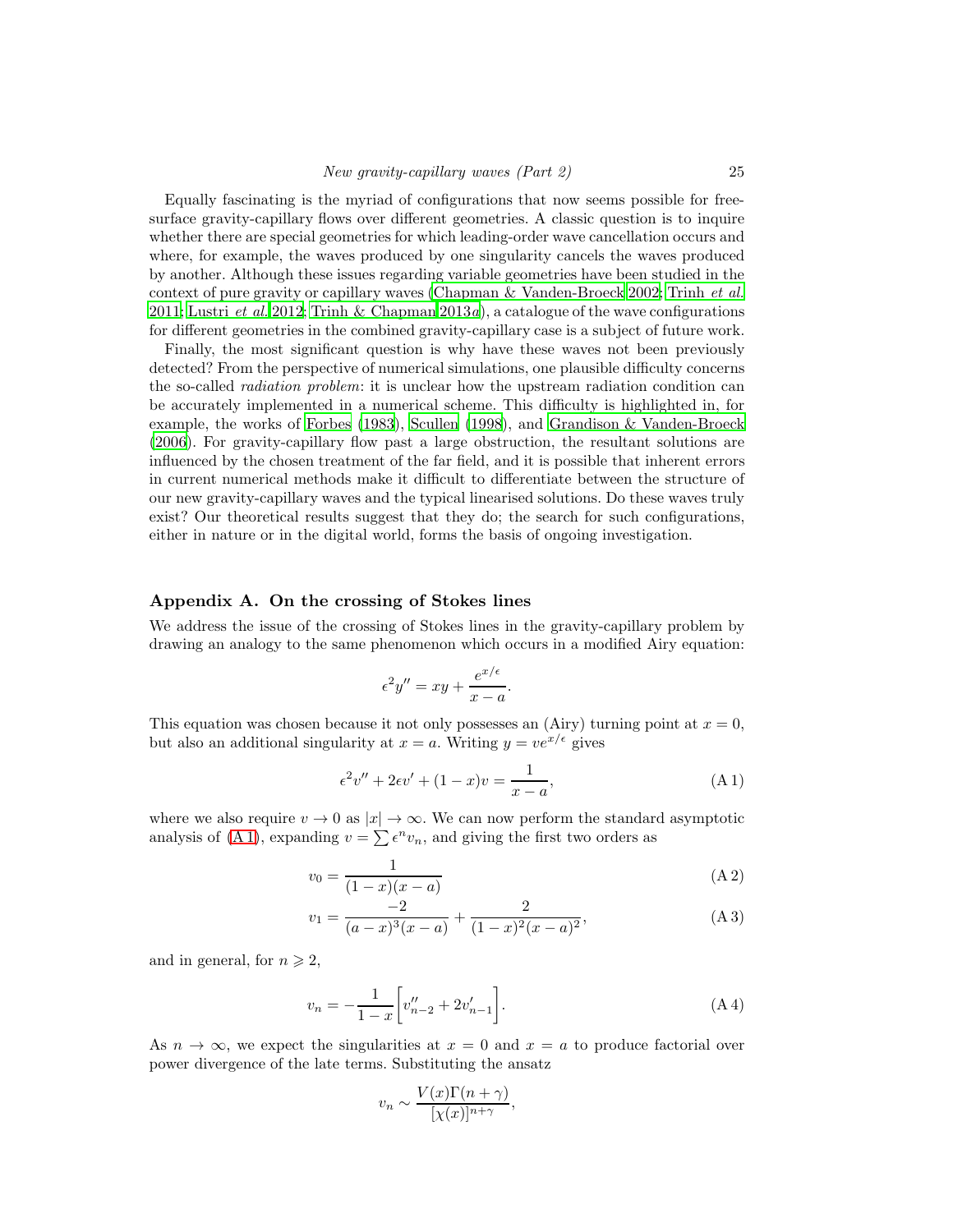Equally fascinating is the myriad of configurations that now seems possible for free-surface gravity-capillary flows over different geometries. A classic question is to inquire whether there are special geometries for which leading-order wave cancellation occurs and where, for example, the waves produced by one singularity cancels the waves produced by another. Although these issues regarding variable geometries have been studied in the context of pure gravity or capillary waves (Chapman & Vanden-Broeck 2002; Trinh *et al.* 2011; Lustri *et al.* 2012; Trinh & Chapman 2013*a*), a catalogue of the wave configurations for different geometries in the combined gravity-capillary case is a subject of future work.

Finally, the most significant question is why have these waves not been previously detected? From the perspective of numerical simulations, one plausible difficulty concerns the so-called *radiation problem*: it is unclear how the upstream radiation condition can be accurately implemented in a numerical scheme. This difficulty is highlighted in, for example, the works of Forbes (1983), Scullen (1998), and Grandison & Vanden-Broeck (2006). For gravity-capillary flow past a large obstruction, the resultant solutions are influenced by the chosen treatment of the far field, and it is possible that inherent errors in current numerical methods make it difficult to differentiate between the structure of our new gravity-capillary waves and the typical linearised solutions. Do these waves truly exist? Our theoretical results suggest that they do; the search for such configurations, either in nature or in the digital world, forms the basis of ongoing investigation.

## Appendix A. On the crossing of Stokes lines

We address the issue of the crossing of Stokes lines in the gravity-capillary problem by drawing an analogy to the same phenomenon which occurs in a modified Airy equation:

$$\epsilon^2 y'' = xy + \frac{e^{x/\epsilon}}{x-a}.$$

This equation was chosen because it not only possesses an (Airy) turning point at $x = 0$, but also an additional singularity at $x = a$. Writing $y = ve^{x/\epsilon}$ gives

$$\epsilon^2 v'' + 2\epsilon v' + (1-x)v = \frac{1}{x-a}, \tag{A 1}$$

where we also require $v \to 0$ as $|x| \to \infty$. We can now perform the standard asymptotic analysis of (A 1), expanding $v = \sum \epsilon^n v_n$, and giving the first two orders as

$$v_0 = \frac{1}{(1-x)(x-a)} \tag{A 2}$$

$$v_1 = \frac{-2}{(a-x)^3(x-a)} + \frac{2}{(1-x)^2(x-a)^2}, \tag{A 3}$$

and in general, for $n \geqslant 2$,

$$v_n = -\frac{1}{1-x}\left[v''_{n-2} + 2v'_{n-1}\right]. \tag{A 4}$$

As $n \to \infty$, we expect the singularities at $x = 0$ and $x = a$ to produce factorial over power divergence of the late terms. Substituting the ansatz

$$v_n \sim \frac{V(x)\Gamma(n+\gamma)}{[\chi(x)]^{n+\gamma}},$$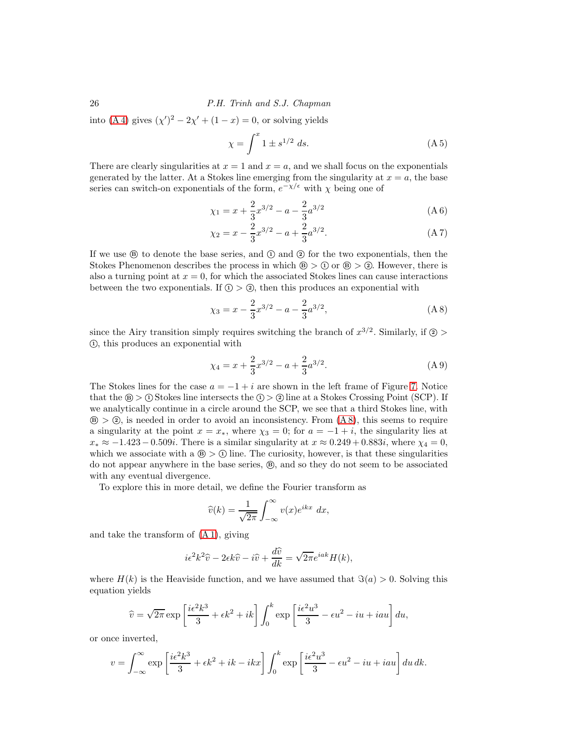into (A 4) gives $(\chi')^2 - 2\chi' + (1-x) = 0$, or solving yields

$$\chi = \int^x 1 \pm s^{1/2} \, ds. \tag{A 5}$$

There are clearly singularities at $x = 1$ and $x = a$, and we shall focus on the exponentials generated by the latter. At a Stokes line emerging from the singularity at $x = a$, the base series can switch-on exponentials of the form, $e^{-\chi/\epsilon}$ with $\chi$ being one of

$$\chi_1 = x + \frac{2}{3}x^{3/2} - a - \frac{2}{3}a^{3/2} \tag{A 6}$$

$$\chi_2 = x - \frac{2}{3}x^{3/2} - a + \frac{2}{3}a^{3/2}. \tag{A 7}$$

If we use Ⓑ to denote the base series, and ① and ② for the two exponentials, then the Stokes Phenomenon describes the process in which Ⓑ > ① or Ⓑ > ②. However, there is also a turning point at $x = 0$, for which the associated Stokes lines can cause interactions between the two exponentials. If ① > ②, then this produces an exponential with

$$\chi_3 = x - \frac{2}{3}x^{3/2} - a - \frac{2}{3}a^{3/2}, \tag{A 8}$$

since the Airy transition simply requires switching the branch of $x^{3/2}$. Similarly, if ② > ①, this produces an exponential with

$$\chi_4 = x + \frac{2}{3}x^{3/2} - a + \frac{2}{3}a^{3/2}. \tag{A 9}$$

The Stokes lines for the case $a = -1 + i$ are shown in the left frame of Figure 7. Notice that the Ⓑ > ① Stokes line intersects the ① > ② line at a Stokes Crossing Point (SCP). If we analytically continue in a circle around the SCP, we see that a third Stokes line, with Ⓑ > ②, is needed in order to avoid an inconsistency. From (A 8), this seems to require a singularity at the point $x = x_*$, where $\chi_3 = 0$; for $a = -1 + i$, the singularity lies at $x_* \approx -1.423 - 0.509i$. There is a similar singularity at $x \approx 0.249 + 0.883i$, where $\chi_4 = 0$, which we associate with a Ⓑ > ① line. The curiosity, however, is that these singularities do not appear anywhere in the base series, Ⓑ, and so they do not seem to be associated with any eventual divergence.

To explore this in more detail, we define the Fourier transform as

$$\widehat{v}(k) = \frac{1}{\sqrt{2\pi}} \int_{-\infty}^{\infty} v(x) e^{ikx} \, dx,$$

and take the transform of (A 1), giving

$$i\epsilon^2 k^2 \widehat{v} - 2\epsilon k \widehat{v} - i\widehat{v} + \frac{d\widehat{v}}{dk} = \sqrt{2\pi} e^{iak} H(k),$$

where $H(k)$ is the Heaviside function, and we have assumed that $\Im(a) > 0$. Solving this equation yields

$$\widehat{v} = \sqrt{2\pi} \exp\left[\frac{i\epsilon^2 k^3}{3} + \epsilon k^2 + ik\right] \int_0^k \exp\left[\frac{i\epsilon^2 u^3}{3} - \epsilon u^2 - iu + iau\right] du,$$

or once inverted,

$$v = \int_{-\infty}^{\infty} \exp\left[\frac{i\epsilon^2 k^3}{3} + \epsilon k^2 + ik - ikx\right] \int_0^k \exp\left[\frac{i\epsilon^2 u^3}{3} - \epsilon u^2 - iu + iau\right] du \, dk.$$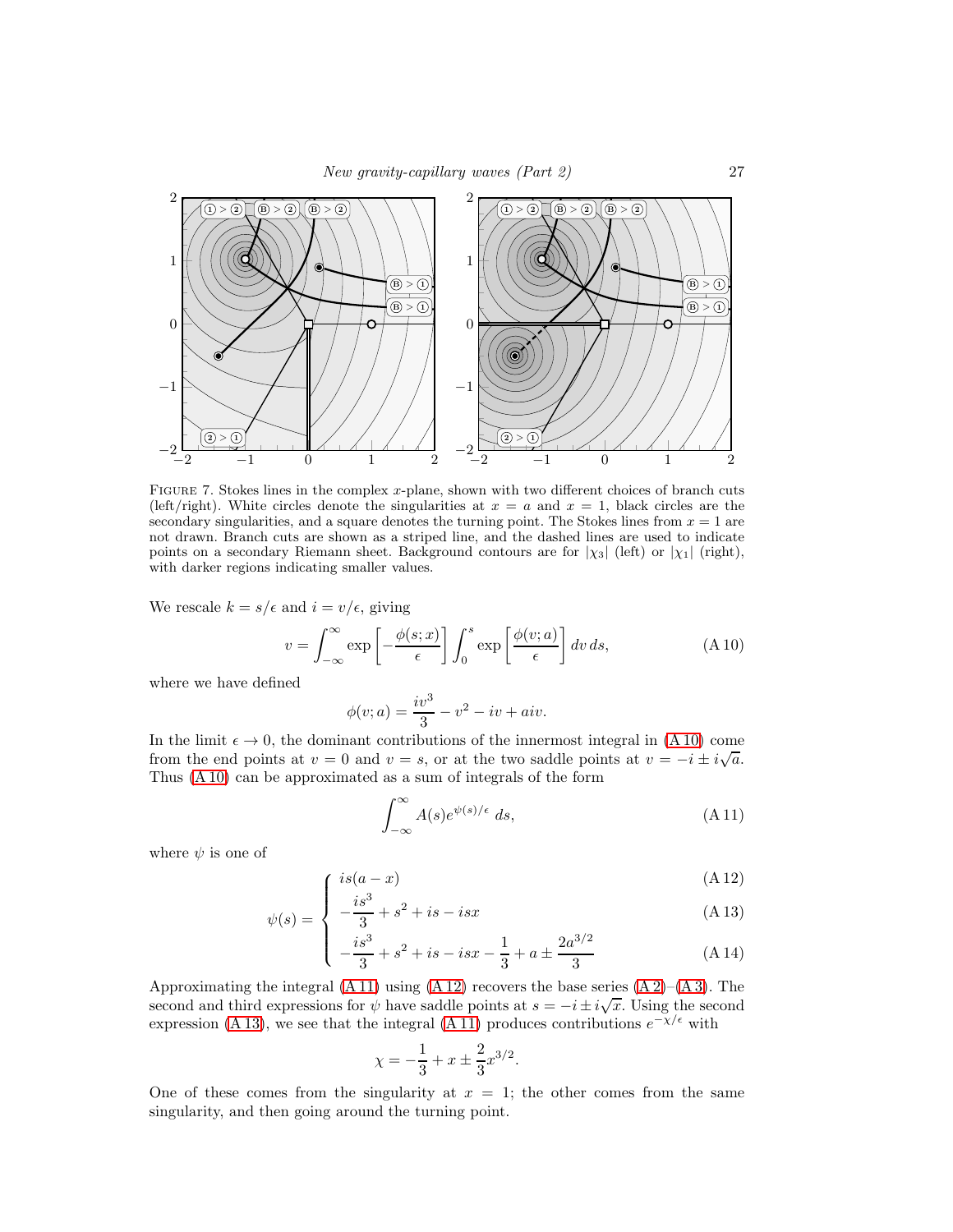FIGURE 7. Stokes lines in the complex $x$-plane, shown with two different choices of branch cuts (left/right). White circles denote the singularities at $x = a$ and $x = 1$, black circles are the secondary singularities, and a square denotes the turning point. The Stokes lines from $x = 1$ are not drawn. Branch cuts are shown as a striped line, and the dashed lines are used to indicate points on a secondary Riemann sheet. Background contours are for $|\chi_3|$ (left) or $|\chi_1|$ (right), with darker regions indicating smaller values.

We rescale $k = s/\epsilon$ and $i = v/\epsilon$, giving

$$v = \int_{-\infty}^{\infty} \exp\left[-\frac{\phi(s;x)}{\epsilon}\right] \int_0^s \exp\left[\frac{\phi(v;a)}{\epsilon}\right] dv\, ds, \tag{A 10}$$

where we have defined

$$\phi(v;a) = \frac{iv^3}{3} - v^2 - iv + aiv.$$

In the limit $\epsilon \to 0$, the dominant contributions of the innermost integral in (A 10) come from the end points at $v = 0$ and $v = s$, or at the two saddle points at $v = -i \pm i\sqrt{a}$. Thus (A 10) can be approximated as a sum of integrals of the form

$$\int_{-\infty}^{\infty} A(s) e^{\psi(s)/\epsilon}\, ds, \tag{A 11}$$

where $\psi$ is one of

$$\psi(s) = \begin{cases} is(a-x) & \text{(A 12)} \\ -\dfrac{is^3}{3} + s^2 + is - isx & \text{(A 13)} \\ -\dfrac{is^3}{3} + s^2 + is - isx - \dfrac{1}{3} + a \pm \dfrac{2a^{3/2}}{3} & \text{(A 14)} \end{cases}$$

Approximating the integral (A 11) using (A 12) recovers the base series (A 2)–(A 3). The second and third expressions for $\psi$ have saddle points at $s = -i \pm i\sqrt{x}$. Using the second expression (A 13), we see that the integral (A 11) produces contributions $e^{-\chi/\epsilon}$ with

$$\chi = -\frac{1}{3} + x \pm \frac{2}{3}x^{3/2}.$$

One of these comes from the singularity at $x = 1$; the other comes from the same singularity, and then going around the turning point.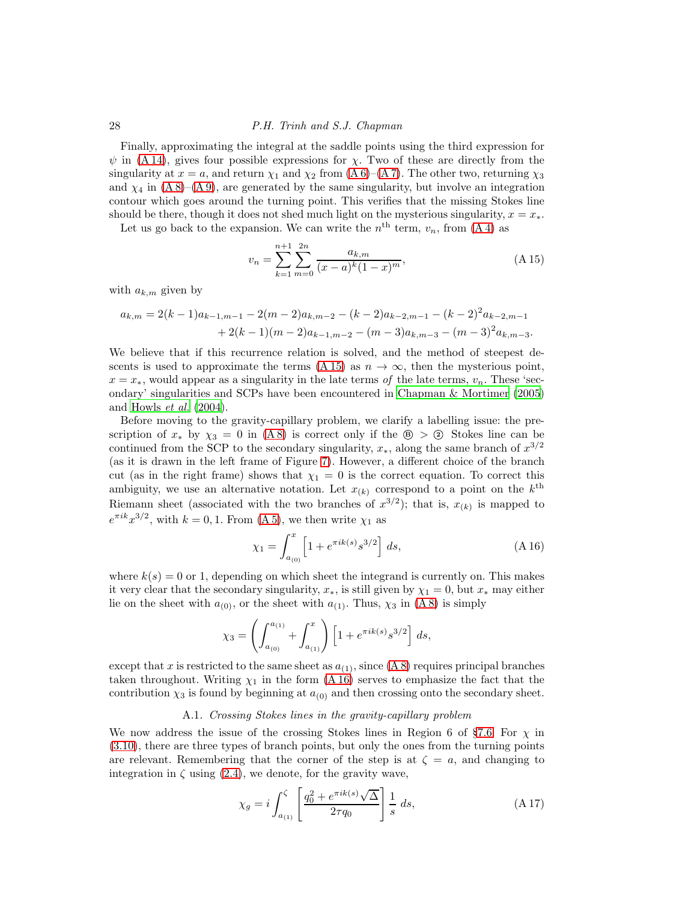Finally, approximating the integral at the saddle points using the third expression for $\psi$ in (A 14), gives four possible expressions for $\chi$. Two of these are directly from the singularity at $x = a$, and return $\chi_1$ and $\chi_2$ from (A 6)–(A 7). The other two, returning $\chi_3$ and $\chi_4$ in (A 8)–(A 9), are generated by the same singularity, but involve an integration contour which goes around the turning point. This verifies that the missing Stokes line should be there, though it does not shed much light on the mysterious singularity, $x = x_*$.

Let us go back to the expansion. We can write the $n^{\text{th}}$ term, $v_n$, from (A 4) as

$$v_n = \sum_{k=1}^{n+1} \sum_{m=0}^{2n} \frac{a_{k,m}}{(x-a)^k (1-x)^m}, \tag{A 15}$$

with $a_{k,m}$ given by

$$\begin{aligned} a_{k,m} = 2(k-1)a_{k-1,m-1} - 2(m-2)a_{k,m-2} - (k-2)a_{k-2,m-1} - (k-2)^2 a_{k-2,m-1} \\ + 2(k-1)(m-2)a_{k-1,m-2} - (m-3)a_{k,m-3} - (m-3)^2 a_{k,m-3}. \end{aligned}$$

We believe that if this recurrence relation is solved, and the method of steepest descents is used to approximate the terms (A 15) as $n \to \infty$, then the mysterious point, $x = x_*$, would appear as a singularity in the late terms *of* the late terms, $v_n$. These 'secondary' singularities and SCPs have been encountered in Chapman & Mortimer (2005) and Howls *et al.* (2004).

Before moving to the gravity-capillary problem, we clarify a labelling issue: the prescription of $x_*$ by $\chi_3 = 0$ in (A 8) is correct only if the Ⓑ > ② Stokes line can be continued from the SCP to the secondary singularity, $x_*$, along the same branch of $x^{3/2}$ (as it is drawn in the left frame of Figure 7). However, a different choice of the branch cut (as in the right frame) shows that $\chi_1 = 0$ is the correct equation. To correct this ambiguity, we use an alternative notation. Let $x_{(k)}$ correspond to a point on the $k^{\text{th}}$ Riemann sheet (associated with the two branches of $x^{3/2}$); that is, $x_{(k)}$ is mapped to $e^{\pi i k} x^{3/2}$, with $k = 0, 1$. From (A 5), we then write $\chi_1$ as

$$\chi_1 = \int_{a_{(0)}}^{x} \left[1 + e^{\pi i k(s)} s^{3/2}\right] \, ds, \tag{A 16}$$

where $k(s) = 0$ or 1, depending on which sheet the integrand is currently on. This makes it very clear that the secondary singularity, $x_*$, is still given by $\chi_1 = 0$, but $x_*$ may either lie on the sheet with $a_{(0)}$, or the sheet with $a_{(1)}$. Thus, $\chi_3$ in (A 8) is simply

$$\chi_3 = \left(\int_{a_{(0)}}^{a_{(1)}} + \int_{a_{(1)}}^{x}\right) \left[1 + e^{\pi i k(s)} s^{3/2}\right] \, ds,$$

except that $x$ is restricted to the same sheet as $a_{(1)}$, since (A 8) requires principal branches taken throughout. Writing $\chi_1$ in the form (A 16) serves to emphasize the fact that the contribution $\chi_3$ is found by beginning at $a_{(0)}$ and then crossing onto the secondary sheet.

### A.1. *Crossing Stokes lines in the gravity-capillary problem*

We now address the issue of the crossing Stokes lines in Region 6 of §7.6. For $\chi$ in (3.10), there are three types of branch points, but only the ones from the turning points are relevant. Remembering that the corner of the step is at $\zeta = a$, and changing to integration in $\zeta$ using (2.4), we denote, for the gravity wave,

$$\chi_g = i \int_{a_{(1)}}^{\zeta} \left[\frac{q_0^2 + e^{\pi i k(s)} \sqrt{\Delta}}{2\tau q_0}\right] \frac{1}{s} \, ds, \tag{A 17}$$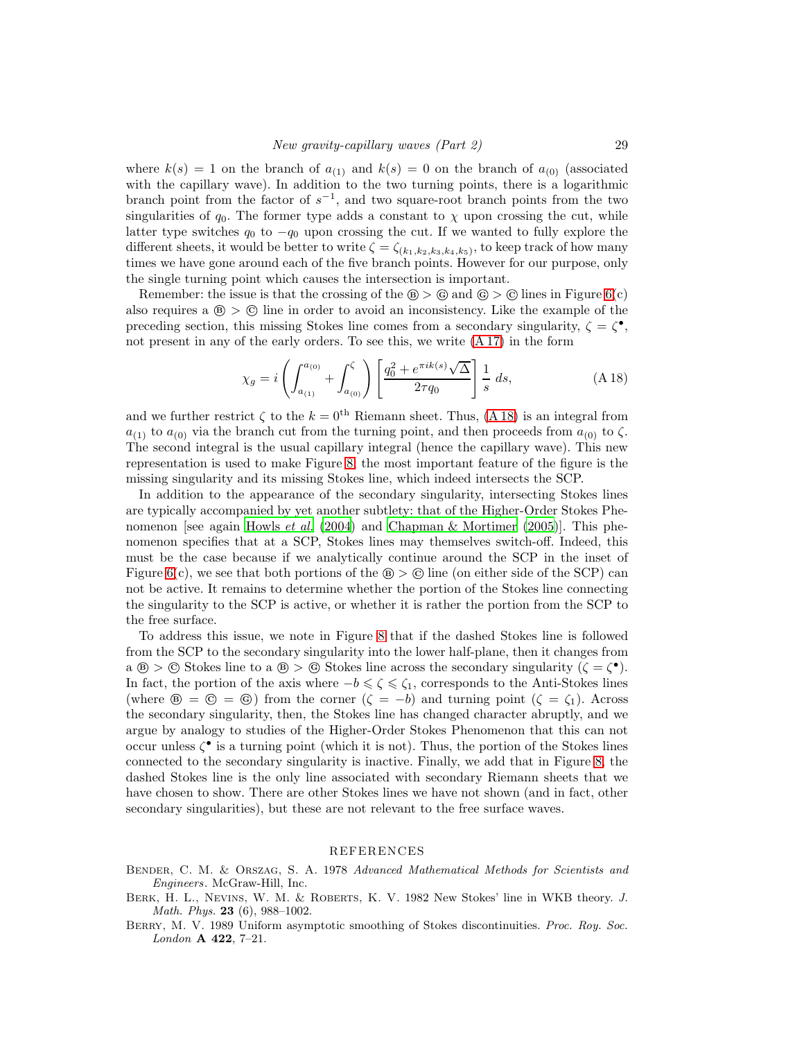where $k(s) = 1$ on the branch of $a_{(1)}$ and $k(s) = 0$ on the branch of $a_{(0)}$ (associated with the capillary wave). In addition to the two turning points, there is a logarithmic branch point from the factor of $s^{-1}$, and two square-root branch points from the two singularities of $q_0$. The former type adds a constant to $\chi$ upon crossing the cut, while latter type switches $q_0$ to $-q_0$ upon crossing the cut. If we wanted to fully explore the different sheets, it would be better to write $\zeta = \zeta_{(k_1,k_2,k_3,k_4,k_5)}$, to keep track of how many times we have gone around each of the five branch points. However for our purpose, only the single turning point which causes the intersection is important.

Remember: the issue is that the crossing of the Ⓑ > Ⓖ and Ⓖ > Ⓒ lines in Figure 6(c) also requires a Ⓑ > Ⓒ line in order to avoid an inconsistency. Like the example of the preceding section, this missing Stokes line comes from a secondary singularity, $\zeta = \zeta^{\bullet}$, not present in any of the early orders. To see this, we write (A 17) in the form

$$\chi_g = i \left( \int_{a_{(1)}}^{a_{(0)}} + \int_{a_{(0)}}^{\zeta} \right) \left[ \frac{q_0^2 + e^{\pi i k(s)} \sqrt{\Delta}}{2\tau q_0} \right] \frac{1}{s} \, ds, \tag{A 18}$$

and we further restrict $\zeta$ to the $k = 0^{\text{th}}$ Riemann sheet. Thus, (A 18) is an integral from $a_{(1)}$ to $a_{(0)}$ via the branch cut from the turning point, and then proceeds from $a_{(0)}$ to $\zeta$. The second integral is the usual capillary integral (hence the capillary wave). This new representation is used to make Figure 8; the most important feature of the figure is the missing singularity and its missing Stokes line, which indeed intersects the SCP.

In addition to the appearance of the secondary singularity, intersecting Stokes lines are typically accompanied by yet another subtlety: that of the Higher-Order Stokes Phenomenon [see again Howls *et al.* (2004) and Chapman & Mortimer (2005)]. This phenomenon specifies that at a SCP, Stokes lines may themselves switch-off. Indeed, this must be the case because if we analytically continue around the SCP in the inset of Figure 6(c), we see that both portions of the Ⓑ > Ⓒ line (on either side of the SCP) can not be active. It remains to determine whether the portion of the Stokes line connecting the singularity to the SCP is active, or whether it is rather the portion from the SCP to the free surface.

To address this issue, we note in Figure 8 that if the dashed Stokes line is followed from the SCP to the secondary singularity into the lower half-plane, then it changes from a Ⓑ > Ⓒ Stokes line to a Ⓑ > Ⓖ Stokes line across the secondary singularity ($\zeta = \zeta^{\bullet}$). In fact, the portion of the axis where $-b \leqslant \zeta \leqslant \zeta_1$, corresponds to the Anti-Stokes lines (where Ⓑ = Ⓒ = Ⓖ) from the corner ($\zeta = -b$) and turning point ($\zeta = \zeta_1$). Across the secondary singularity, then, the Stokes line has changed character abruptly, and we argue by analogy to studies of the Higher-Order Stokes Phenomenon that this can not occur unless $\zeta^{\bullet}$ is a turning point (which it is not). Thus, the portion of the Stokes lines connected to the secondary singularity is inactive. Finally, we add that in Figure 8, the dashed Stokes line is the only line associated with secondary Riemann sheets that we have chosen to show. There are other Stokes lines we have not shown (and in fact, other secondary singularities), but these are not relevant to the free surface waves.

## REFERENCES

Bender, C. M. & Orszag, S. A. 1978 *Advanced Mathematical Methods for Scientists and Engineers*. McGraw-Hill, Inc.

Berk, H. L., Nevins, W. M. & Roberts, K. V. 1982 New Stokes' line in WKB theory. *J. Math. Phys.* **23** (6), 988–1002.

Berry, M. V. 1989 Uniform asymptotic smoothing of Stokes discontinuities. *Proc. Roy. Soc. London* **A 422**, 7–21.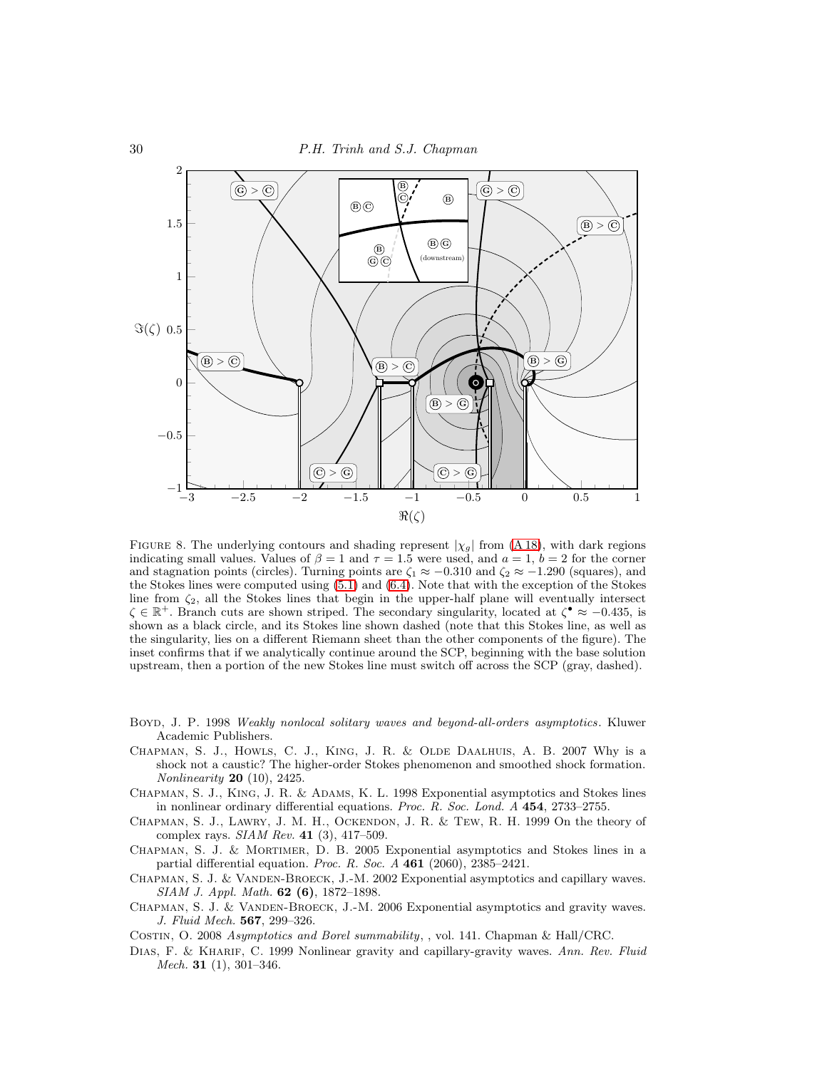FIGURE 8. The underlying contours and shading represent $|\chi_g|$ from (A 18), with dark regions indicating small values. Values of $\beta = 1$ and $\tau = 1.5$ were used, and $a = 1$, $b = 2$ for the corner and stagnation points (circles). Turning points are $\zeta_1 \approx -0.310$ and $\zeta_2 \approx -1.290$ (squares), and the Stokes lines were computed using (5.1) and (6.4). Note that with the exception of the Stokes line from $\zeta_2$, all the Stokes lines that begin in the upper-half plane will eventually intersect $\zeta \in \mathbb{R}^+$. Branch cuts are shown striped. The secondary singularity, located at $\zeta^{\bullet} \approx -0.435$, is shown as a black circle, and its Stokes line shown dashed (note that this Stokes line, as well as the singularity, lies on a different Riemann sheet than the other components of the figure). The inset confirms that if we analytically continue around the SCP, beginning with the base solution upstream, then a portion of the new Stokes line must switch off across the SCP (gray, dashed).

- Boyd, J. P. 1998 *Weakly nonlocal solitary waves and beyond-all-orders asymptotics*. Kluwer Academic Publishers.
- Chapman, S. J., Howls, C. J., King, J. R. & Olde Daalhuis, A. B. 2007 Why is a shock not a caustic? The higher-order Stokes phenomenon and smoothed shock formation. *Nonlinearity* **20** (10), 2425.
- Chapman, S. J., King, J. R. & Adams, K. L. 1998 Exponential asymptotics and Stokes lines in nonlinear ordinary differential equations. *Proc. R. Soc. Lond. A* **454**, 2733–2755.
- Chapman, S. J., Lawry, J. M. H., Ockendon, J. R. & Tew, R. H. 1999 On the theory of complex rays. *SIAM Rev.* **41** (3), 417–509.
- Chapman, S. J. & Mortimer, D. B. 2005 Exponential asymptotics and Stokes lines in a partial differential equation. *Proc. R. Soc. A* **461** (2060), 2385–2421.
- Chapman, S. J. & Vanden-Broeck, J.-M. 2002 Exponential asymptotics and capillary waves. *SIAM J. Appl. Math.* **62 (6)**, 1872–1898.
- Chapman, S. J. & Vanden-Broeck, J.-M. 2006 Exponential asymptotics and gravity waves. *J. Fluid Mech.* **567**, 299–326.
- Costin, O. 2008 *Asymptotics and Borel summability*, , vol. 141. Chapman & Hall/CRC.
- Dias, F. & Kharif, C. 1999 Nonlinear gravity and capillary-gravity waves. *Ann. Rev. Fluid Mech.* **31** (1), 301–346.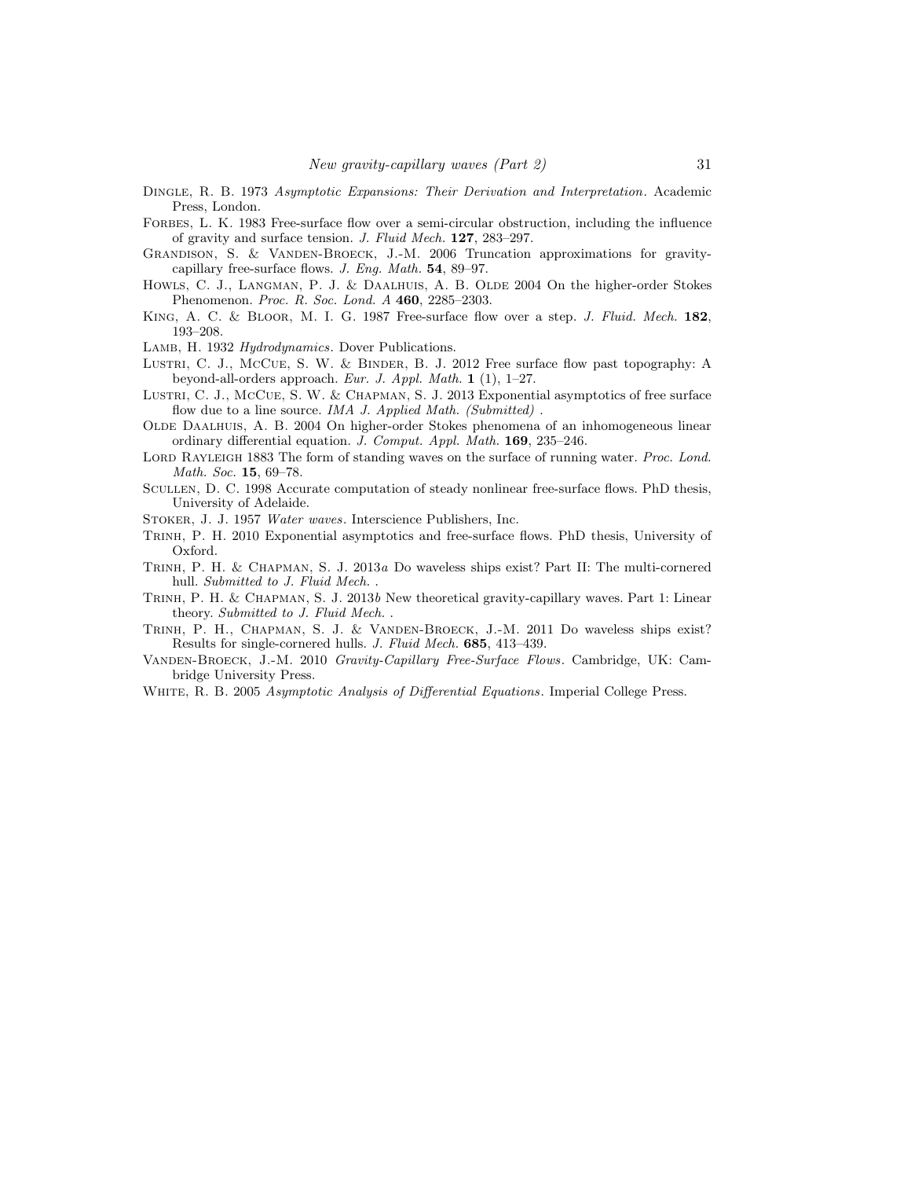Dingle, R. B. 1973 *Asymptotic Expansions: Their Derivation and Interpretation*. Academic Press, London.

Forbes, L. K. 1983 Free-surface flow over a semi-circular obstruction, including the influence of gravity and surface tension. *J. Fluid Mech.* **127**, 283–297.

Grandison, S. & Vanden-Broeck, J.-M. 2006 Truncation approximations for gravity-capillary free-surface flows. *J. Eng. Math.* **54**, 89–97.

Howls, C. J., Langman, P. J. & Daalhuis, A. B. Olde 2004 On the higher-order Stokes Phenomenon. *Proc. R. Soc. Lond. A* **460**, 2285–2303.

King, A. C. & Bloor, M. I. G. 1987 Free-surface flow over a step. *J. Fluid. Mech.* **182**, 193–208.

Lamb, H. 1932 *Hydrodynamics*. Dover Publications.

Lustri, C. J., McCue, S. W. & Binder, B. J. 2012 Free surface flow past topography: A beyond-all-orders approach. *Eur. J. Appl. Math.* **1** (1), 1–27.

Lustri, C. J., McCue, S. W. & Chapman, S. J. 2013 Exponential asymptotics of free surface flow due to a line source. *IMA J. Applied Math. (Submitted)* .

Olde Daalhuis, A. B. 2004 On higher-order Stokes phenomena of an inhomogeneous linear ordinary differential equation. *J. Comput. Appl. Math.* **169**, 235–246.

Lord Rayleigh 1883 The form of standing waves on the surface of running water. *Proc. Lond. Math. Soc.* **15**, 69–78.

Scullen, D. C. 1998 Accurate computation of steady nonlinear free-surface flows. PhD thesis, University of Adelaide.

Stoker, J. J. 1957 *Water waves*. Interscience Publishers, Inc.

Trinh, P. H. 2010 Exponential asymptotics and free-surface flows. PhD thesis, University of Oxford.

Trinh, P. H. & Chapman, S. J. 2013*a* Do waveless ships exist? Part II: The multi-cornered hull. *Submitted to J. Fluid Mech.* .

Trinh, P. H. & Chapman, S. J. 2013*b* New theoretical gravity-capillary waves. Part 1: Linear theory. *Submitted to J. Fluid Mech.* .

Trinh, P. H., Chapman, S. J. & Vanden-Broeck, J.-M. 2011 Do waveless ships exist? Results for single-cornered hulls. *J. Fluid Mech.* **685**, 413–439.

Vanden-Broeck, J.-M. 2010 *Gravity-Capillary Free-Surface Flows*. Cambridge, UK: Cambridge University Press.

White, R. B. 2005 *Asymptotic Analysis of Differential Equations*. Imperial College Press.